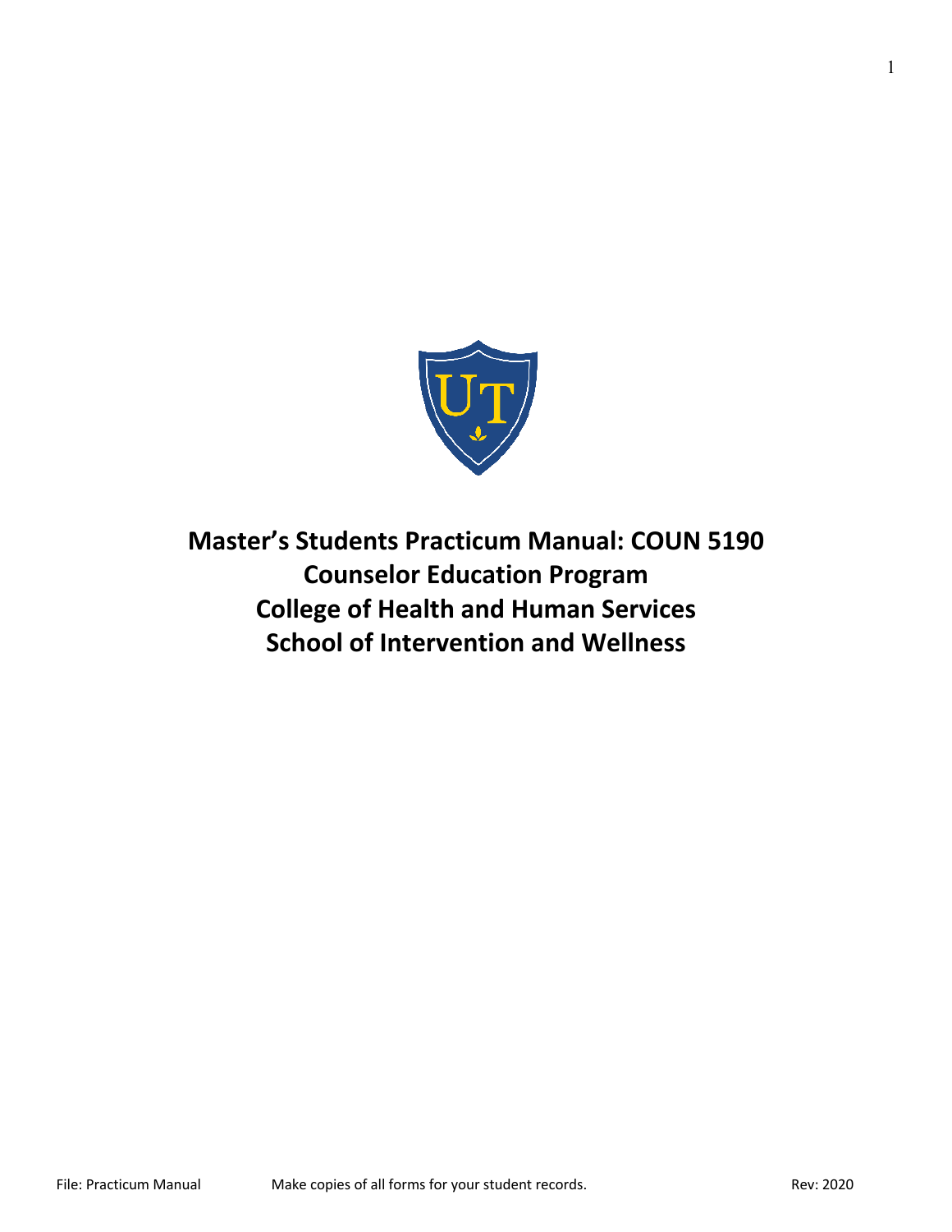# Master's Students Practicum Manual: COUN 5190
## Counselor Education Program
## College of Health and Human Services
## School of Intervention and Wellness

File: Practicum Manual Make copies of all forms for your student records. Rev: 2020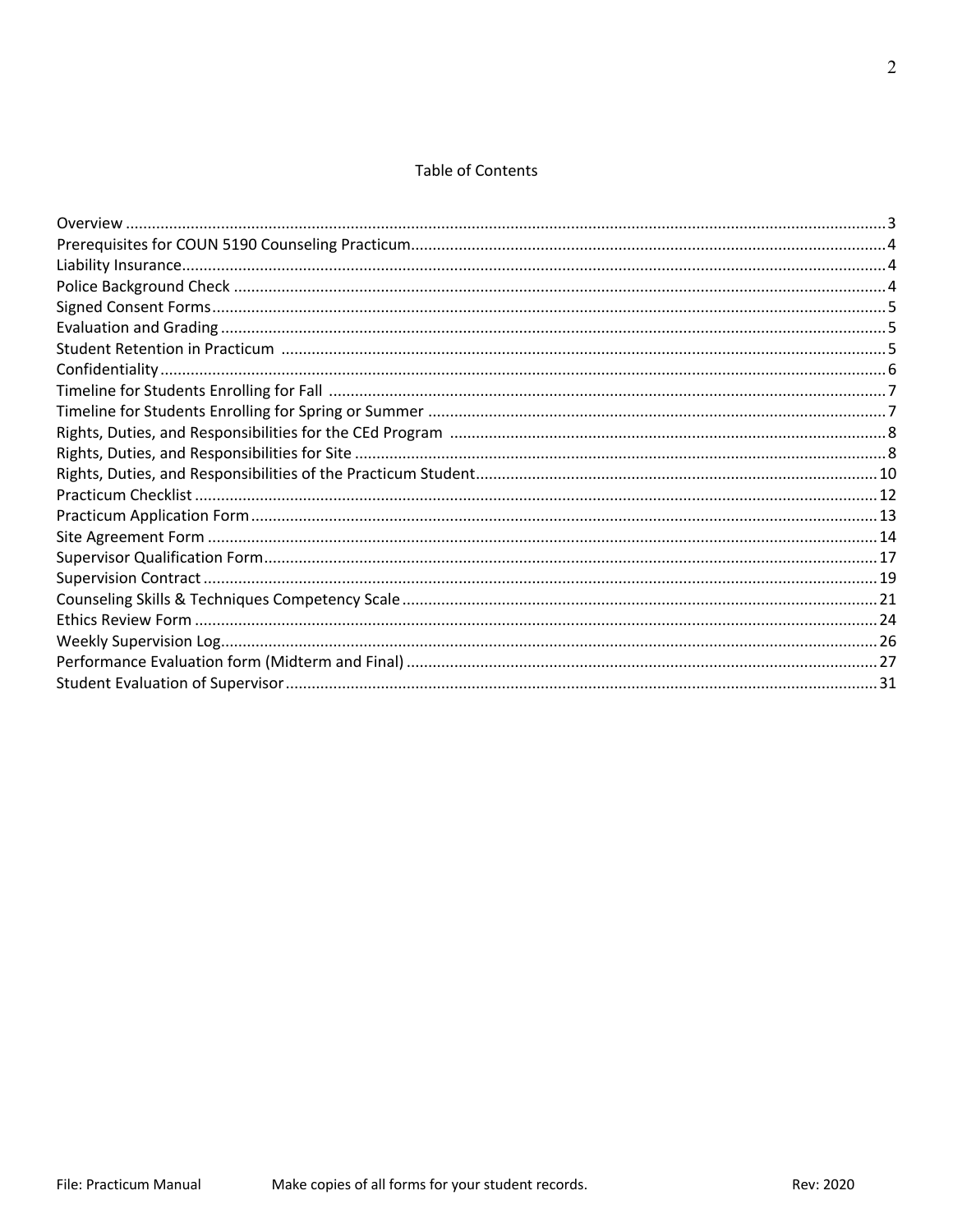# Table of Contents

| Section | Page |
|---|---|
| Overview | 3 |
| Prerequisites for COUN 5190 Counseling Practicum | 4 |
| Liability Insurance | 4 |
| Police Background Check | 4 |
| Signed Consent Forms | 5 |
| Evaluation and Grading | 5 |
| Student Retention in Practicum | 5 |
| Confidentiality | 6 |
| Timeline for Students Enrolling for Fall | 7 |
| Timeline for Students Enrolling for Spring or Summer | 7 |
| Rights, Duties, and Responsibilities for the CEd Program | 8 |
| Rights, Duties, and Responsibilities for Site | 8 |
| Rights, Duties, and Responsibilities of the Practicum Student | 10 |
| Practicum Checklist | 12 |
| Practicum Application Form | 13 |
| Site Agreement Form | 14 |
| Supervisor Qualification Form | 17 |
| Supervision Contract | 19 |
| Counseling Skills & Techniques Competency Scale | 21 |
| Ethics Review Form | 24 |
| Weekly Supervision Log | 26 |
| Performance Evaluation form (Midterm and Final) | 27 |
| Student Evaluation of Supervisor | 31 |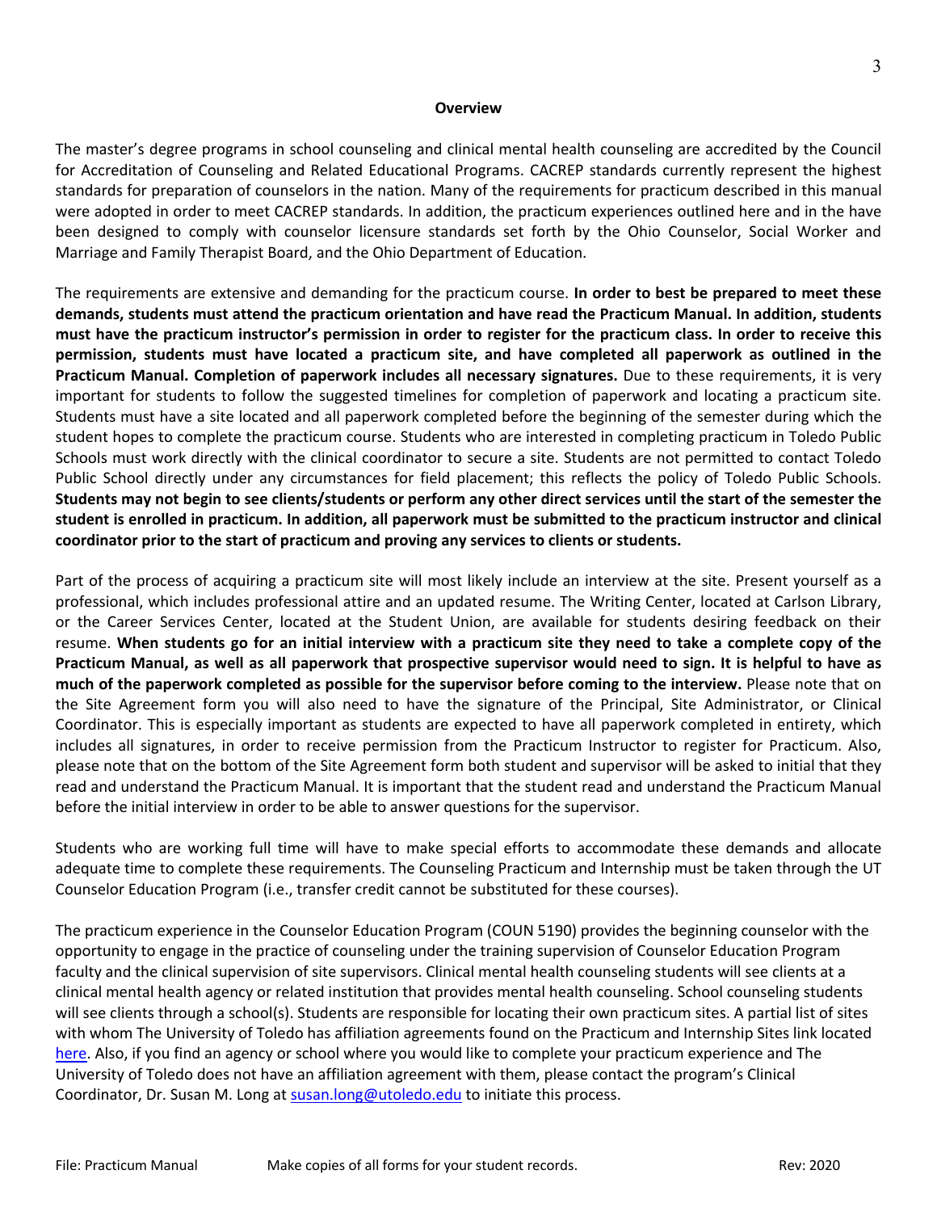**Overview**

The master's degree programs in school counseling and clinical mental health counseling are accredited by the Council for Accreditation of Counseling and Related Educational Programs. CACREP standards currently represent the highest standards for preparation of counselors in the nation. Many of the requirements for practicum described in this manual were adopted in order to meet CACREP standards. In addition, the practicum experiences outlined here and in the have been designed to comply with counselor licensure standards set forth by the Ohio Counselor, Social Worker and Marriage and Family Therapist Board, and the Ohio Department of Education.

The requirements are extensive and demanding for the practicum course. **In order to best be prepared to meet these demands, students must attend the practicum orientation and have read the Practicum Manual. In addition, students must have the practicum instructor's permission in order to register for the practicum class. In order to receive this permission, students must have located a practicum site, and have completed all paperwork as outlined in the Practicum Manual. Completion of paperwork includes all necessary signatures.** Due to these requirements, it is very important for students to follow the suggested timelines for completion of paperwork and locating a practicum site. Students must have a site located and all paperwork completed before the beginning of the semester during which the student hopes to complete the practicum course. Students who are interested in completing practicum in Toledo Public Schools must work directly with the clinical coordinator to secure a site. Students are not permitted to contact Toledo Public School directly under any circumstances for field placement; this reflects the policy of Toledo Public Schools. **Students may not begin to see clients/students or perform any other direct services until the start of the semester the student is enrolled in practicum. In addition, all paperwork must be submitted to the practicum instructor and clinical coordinator prior to the start of practicum and proving any services to clients or students.**

Part of the process of acquiring a practicum site will most likely include an interview at the site. Present yourself as a professional, which includes professional attire and an updated resume. The Writing Center, located at Carlson Library, or the Career Services Center, located at the Student Union, are available for students desiring feedback on their resume. **When students go for an initial interview with a practicum site they need to take a complete copy of the Practicum Manual, as well as all paperwork that prospective supervisor would need to sign. It is helpful to have as much of the paperwork completed as possible for the supervisor before coming to the interview.** Please note that on the Site Agreement form you will also need to have the signature of the Principal, Site Administrator, or Clinical Coordinator. This is especially important as students are expected to have all paperwork completed in entirety, which includes all signatures, in order to receive permission from the Practicum Instructor to register for Practicum. Also, please note that on the bottom of the Site Agreement form both student and supervisor will be asked to initial that they read and understand the Practicum Manual. It is important that the student read and understand the Practicum Manual before the initial interview in order to be able to answer questions for the supervisor.

Students who are working full time will have to make special efforts to accommodate these demands and allocate adequate time to complete these requirements. The Counseling Practicum and Internship must be taken through the UT Counselor Education Program (i.e., transfer credit cannot be substituted for these courses).

The practicum experience in the Counselor Education Program (COUN 5190) provides the beginning counselor with the opportunity to engage in the practice of counseling under the training supervision of Counselor Education Program faculty and the clinical supervision of site supervisors. Clinical mental health counseling students will see clients at a clinical mental health agency or related institution that provides mental health counseling. School counseling students will see clients through a school(s). Students are responsible for locating their own practicum sites. A partial list of sites with whom The University of Toledo has affiliation agreements found on the Practicum and Internship Sites link located here. Also, if you find an agency or school where you would like to complete your practicum experience and The University of Toledo does not have an affiliation agreement with them, please contact the program's Clinical Coordinator, Dr. Susan M. Long at susan.long@utoledo.edu to initiate this process.

File: Practicum Manual          Make copies of all forms for your student records.          Rev: 2020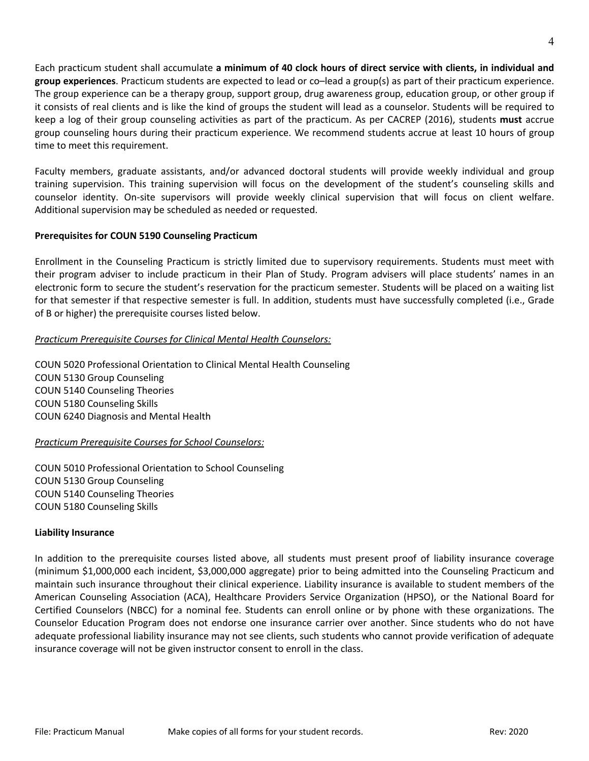Each practicum student shall accumulate **a minimum of 40 clock hours of direct service with clients, in individual and group experiences**. Practicum students are expected to lead or co–lead a group(s) as part of their practicum experience. The group experience can be a therapy group, support group, drug awareness group, education group, or other group if it consists of real clients and is like the kind of groups the student will lead as a counselor. Students will be required to keep a log of their group counseling activities as part of the practicum. As per CACREP (2016), students **must** accrue group counseling hours during their practicum experience. We recommend students accrue at least 10 hours of group time to meet this requirement.

Faculty members, graduate assistants, and/or advanced doctoral students will provide weekly individual and group training supervision. This training supervision will focus on the development of the student's counseling skills and counselor identity. On-site supervisors will provide weekly clinical supervision that will focus on client welfare. Additional supervision may be scheduled as needed or requested.

**Prerequisites for COUN 5190 Counseling Practicum**

Enrollment in the Counseling Practicum is strictly limited due to supervisory requirements. Students must meet with their program adviser to include practicum in their Plan of Study. Program advisers will place students' names in an electronic form to secure the student's reservation for the practicum semester. Students will be placed on a waiting list for that semester if that respective semester is full. In addition, students must have successfully completed (i.e., Grade of B or higher) the prerequisite courses listed below.

*Practicum Prerequisite Courses for Clinical Mental Health Counselors:*

COUN 5020 Professional Orientation to Clinical Mental Health Counseling
COUN 5130 Group Counseling
COUN 5140 Counseling Theories
COUN 5180 Counseling Skills
COUN 6240 Diagnosis and Mental Health

*Practicum Prerequisite Courses for School Counselors:*

COUN 5010 Professional Orientation to School Counseling
COUN 5130 Group Counseling
COUN 5140 Counseling Theories
COUN 5180 Counseling Skills

**Liability Insurance**

In addition to the prerequisite courses listed above, all students must present proof of liability insurance coverage (minimum $1,000,000 each incident, $3,000,000 aggregate) prior to being admitted into the Counseling Practicum and maintain such insurance throughout their clinical experience. Liability insurance is available to student members of the American Counseling Association (ACA), Healthcare Providers Service Organization (HPSO), or the National Board for Certified Counselors (NBCC) for a nominal fee. Students can enroll online or by phone with these organizations. The Counselor Education Program does not endorse one insurance carrier over another. Since students who do not have adequate professional liability insurance may not see clients, such students who cannot provide verification of adequate insurance coverage will not be given instructor consent to enroll in the class.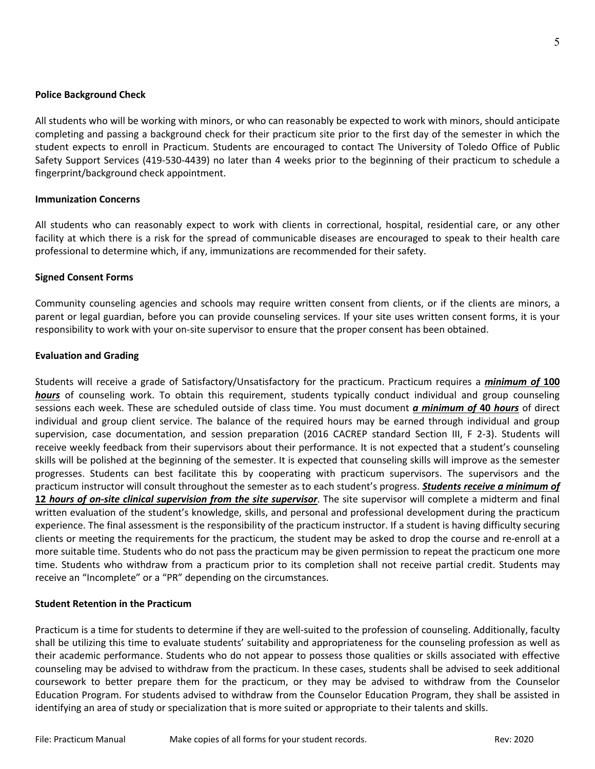**Police Background Check**

All students who will be working with minors, or who can reasonably be expected to work with minors, should anticipate completing and passing a background check for their practicum site prior to the first day of the semester in which the student expects to enroll in Practicum. Students are encouraged to contact The University of Toledo Office of Public Safety Support Services (419-530-4439) no later than 4 weeks prior to the beginning of their practicum to schedule a fingerprint/background check appointment.

**Immunization Concerns**

All students who can reasonably expect to work with clients in correctional, hospital, residential care, or any other facility at which there is a risk for the spread of communicable diseases are encouraged to speak to their health care professional to determine which, if any, immunizations are recommended for their safety.

**Signed Consent Forms**

Community counseling agencies and schools may require written consent from clients, or if the clients are minors, a parent or legal guardian, before you can provide counseling services. If your site uses written consent forms, it is your responsibility to work with your on-site supervisor to ensure that the proper consent has been obtained.

**Evaluation and Grading**

Students will receive a grade of Satisfactory/Unsatisfactory for the practicum. Practicum requires a ***minimum of* 100 *hours*** of counseling work. To obtain this requirement, students typically conduct individual and group counseling sessions each week. These are scheduled outside of class time. You must document ***a minimum of* 40 *hours*** of direct individual and group client service. The balance of the required hours may be earned through individual and group supervision, case documentation, and session preparation (2016 CACREP standard Section III, F 2-3). Students will receive weekly feedback from their supervisors about their performance. It is not expected that a student's counseling skills will be polished at the beginning of the semester. It is expected that counseling skills will improve as the semester progresses. Students can best facilitate this by cooperating with practicum supervisors. The supervisors and the practicum instructor will consult throughout the semester as to each student's progress. ***Students receive a minimum of* 12 *hours of on-site clinical supervision from the site supervisor***. The site supervisor will complete a midterm and final written evaluation of the student's knowledge, skills, and personal and professional development during the practicum experience. The final assessment is the responsibility of the practicum instructor. If a student is having difficulty securing clients or meeting the requirements for the practicum, the student may be asked to drop the course and re-enroll at a more suitable time. Students who do not pass the practicum may be given permission to repeat the practicum one more time. Students who withdraw from a practicum prior to its completion shall not receive partial credit. Students may receive an "Incomplete" or a "PR" depending on the circumstances.

**Student Retention in the Practicum**

Practicum is a time for students to determine if they are well-suited to the profession of counseling. Additionally, faculty shall be utilizing this time to evaluate students' suitability and appropriateness for the counseling profession as well as their academic performance. Students who do not appear to possess those qualities or skills associated with effective counseling may be advised to withdraw from the practicum. In these cases, students shall be advised to seek additional coursework to better prepare them for the practicum, or they may be advised to withdraw from the Counselor Education Program. For students advised to withdraw from the Counselor Education Program, they shall be assisted in identifying an area of study or specialization that is more suited or appropriate to their talents and skills.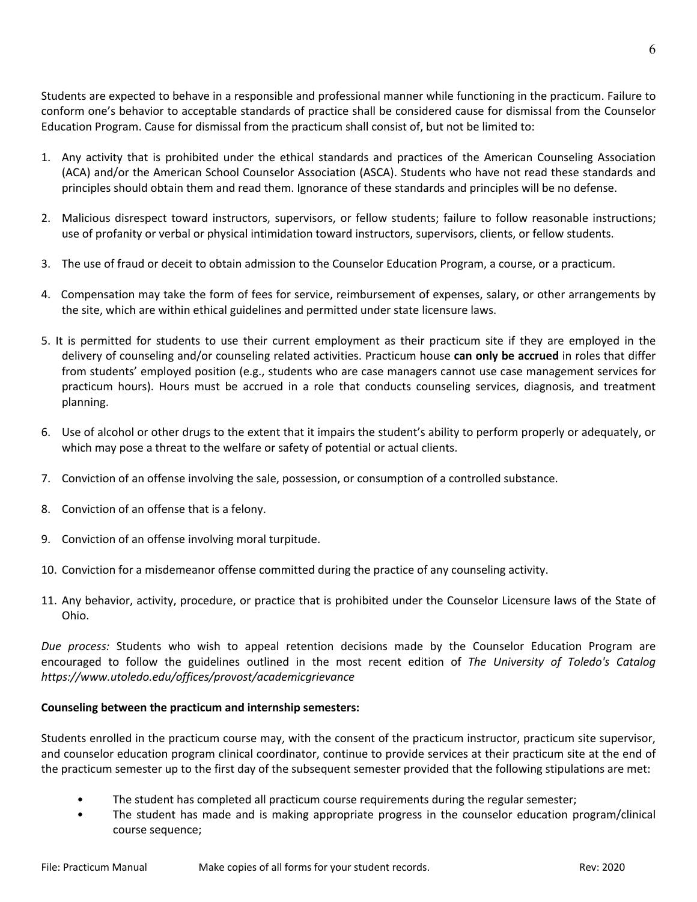Students are expected to behave in a responsible and professional manner while functioning in the practicum. Failure to conform one's behavior to acceptable standards of practice shall be considered cause for dismissal from the Counselor Education Program. Cause for dismissal from the practicum shall consist of, but not be limited to:

1. Any activity that is prohibited under the ethical standards and practices of the American Counseling Association (ACA) and/or the American School Counselor Association (ASCA). Students who have not read these standards and principles should obtain them and read them. Ignorance of these standards and principles will be no defense.

2. Malicious disrespect toward instructors, supervisors, or fellow students; failure to follow reasonable instructions; use of profanity or verbal or physical intimidation toward instructors, supervisors, clients, or fellow students.

3. The use of fraud or deceit to obtain admission to the Counselor Education Program, a course, or a practicum.

4. Compensation may take the form of fees for service, reimbursement of expenses, salary, or other arrangements by the site, which are within ethical guidelines and permitted under state licensure laws.

5. It is permitted for students to use their current employment as their practicum site if they are employed in the delivery of counseling and/or counseling related activities. Practicum house **can only be accrued** in roles that differ from students' employed position (e.g., students who are case managers cannot use case management services for practicum hours). Hours must be accrued in a role that conducts counseling services, diagnosis, and treatment planning.

6. Use of alcohol or other drugs to the extent that it impairs the student's ability to perform properly or adequately, or which may pose a threat to the welfare or safety of potential or actual clients.

7. Conviction of an offense involving the sale, possession, or consumption of a controlled substance.

8. Conviction of an offense that is a felony.

9. Conviction of an offense involving moral turpitude.

10. Conviction for a misdemeanor offense committed during the practice of any counseling activity.

11. Any behavior, activity, procedure, or practice that is prohibited under the Counselor Licensure laws of the State of Ohio.

*Due process:* Students who wish to appeal retention decisions made by the Counselor Education Program are encouraged to follow the guidelines outlined in the most recent edition of *The University of Toledo's Catalog https://www.utoledo.edu/offices/provost/academicgrievance*

**Counseling between the practicum and internship semesters:**

Students enrolled in the practicum course may, with the consent of the practicum instructor, practicum site supervisor, and counselor education program clinical coordinator, continue to provide services at their practicum site at the end of the practicum semester up to the first day of the subsequent semester provided that the following stipulations are met:

- The student has completed all practicum course requirements during the regular semester;
- The student has made and is making appropriate progress in the counselor education program/clinical course sequence;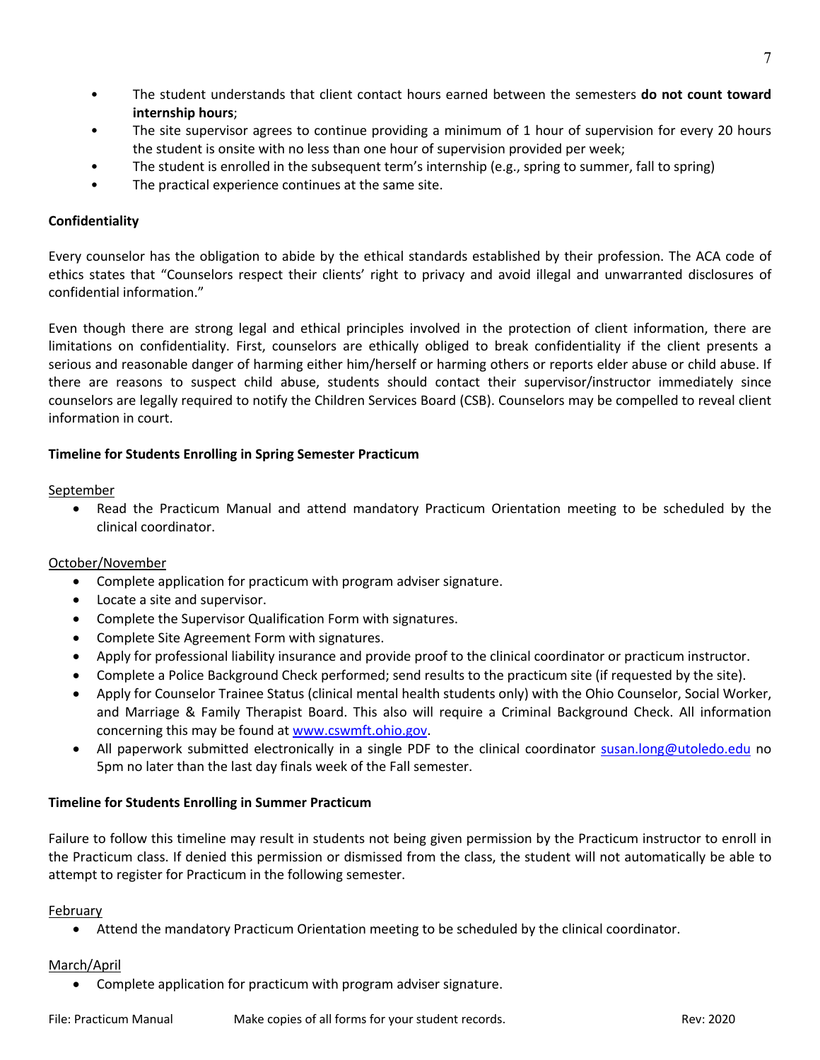- The student understands that client contact hours earned between the semesters **do not count toward internship hours**;
- The site supervisor agrees to continue providing a minimum of 1 hour of supervision for every 20 hours the student is onsite with no less than one hour of supervision provided per week;
- The student is enrolled in the subsequent term's internship (e.g., spring to summer, fall to spring)
- The practical experience continues at the same site.

**Confidentiality**

Every counselor has the obligation to abide by the ethical standards established by their profession. The ACA code of ethics states that "Counselors respect their clients' right to privacy and avoid illegal and unwarranted disclosures of confidential information."

Even though there are strong legal and ethical principles involved in the protection of client information, there are limitations on confidentiality. First, counselors are ethically obliged to break confidentiality if the client presents a serious and reasonable danger of harming either him/herself or harming others or reports elder abuse or child abuse. If there are reasons to suspect child abuse, students should contact their supervisor/instructor immediately since counselors are legally required to notify the Children Services Board (CSB). Counselors may be compelled to reveal client information in court.

**Timeline for Students Enrolling in Spring Semester Practicum**

<u>September</u>

- Read the Practicum Manual and attend mandatory Practicum Orientation meeting to be scheduled by the clinical coordinator.

<u>October/November</u>

- Complete application for practicum with program adviser signature.
- Locate a site and supervisor.
- Complete the Supervisor Qualification Form with signatures.
- Complete Site Agreement Form with signatures.
- Apply for professional liability insurance and provide proof to the clinical coordinator or practicum instructor.
- Complete a Police Background Check performed; send results to the practicum site (if requested by the site).
- Apply for Counselor Trainee Status (clinical mental health students only) with the Ohio Counselor, Social Worker, and Marriage & Family Therapist Board. This also will require a Criminal Background Check. All information concerning this may be found at [www.cswmft.ohio.gov](http://www.cswmft.ohio.gov).
- All paperwork submitted electronically in a single PDF to the clinical coordinator [susan.long@utoledo.edu](mailto:susan.long@utoledo.edu) no 5pm no later than the last day finals week of the Fall semester.

**Timeline for Students Enrolling in Summer Practicum**

Failure to follow this timeline may result in students not being given permission by the Practicum instructor to enroll in the Practicum class. If denied this permission or dismissed from the class, the student will not automatically be able to attempt to register for Practicum in the following semester.

<u>February</u>

- Attend the mandatory Practicum Orientation meeting to be scheduled by the clinical coordinator.

<u>March/April</u>

- Complete application for practicum with program adviser signature.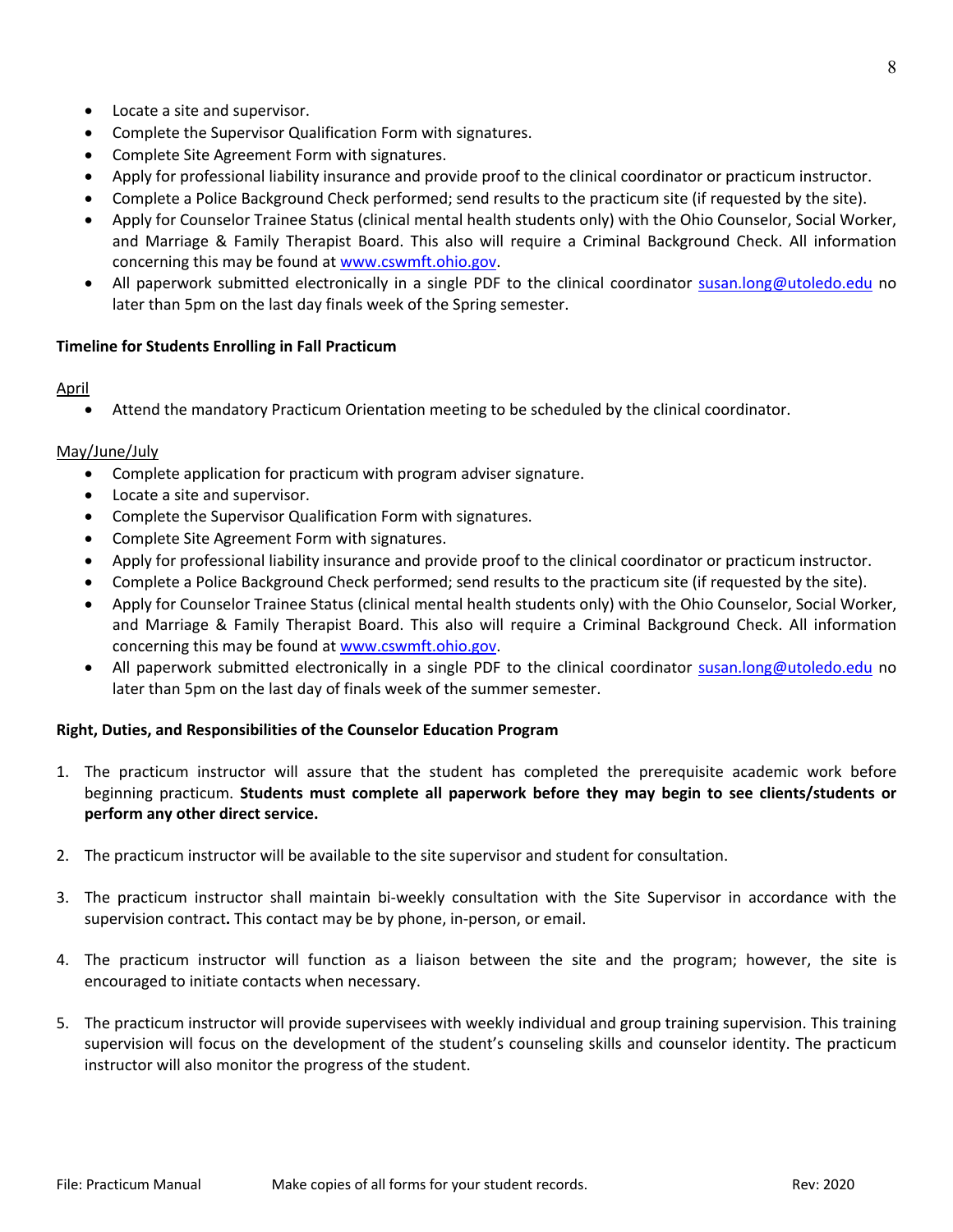- Locate a site and supervisor.
- Complete the Supervisor Qualification Form with signatures.
- Complete Site Agreement Form with signatures.
- Apply for professional liability insurance and provide proof to the clinical coordinator or practicum instructor.
- Complete a Police Background Check performed; send results to the practicum site (if requested by the site).
- Apply for Counselor Trainee Status (clinical mental health students only) with the Ohio Counselor, Social Worker, and Marriage & Family Therapist Board. This also will require a Criminal Background Check. All information concerning this may be found at [www.cswmft.ohio.gov](http://www.cswmft.ohio.gov).
- All paperwork submitted electronically in a single PDF to the clinical coordinator [susan.long@utoledo.edu](mailto:susan.long@utoledo.edu) no later than 5pm on the last day finals week of the Spring semester.

**Timeline for Students Enrolling in Fall Practicum**

<u>April</u>

- Attend the mandatory Practicum Orientation meeting to be scheduled by the clinical coordinator.

<u>May/June/July</u>

- Complete application for practicum with program adviser signature.
- Locate a site and supervisor.
- Complete the Supervisor Qualification Form with signatures.
- Complete Site Agreement Form with signatures.
- Apply for professional liability insurance and provide proof to the clinical coordinator or practicum instructor.
- Complete a Police Background Check performed; send results to the practicum site (if requested by the site).
- Apply for Counselor Trainee Status (clinical mental health students only) with the Ohio Counselor, Social Worker, and Marriage & Family Therapist Board. This also will require a Criminal Background Check. All information concerning this may be found at [www.cswmft.ohio.gov](http://www.cswmft.ohio.gov).
- All paperwork submitted electronically in a single PDF to the clinical coordinator [susan.long@utoledo.edu](mailto:susan.long@utoledo.edu) no later than 5pm on the last day of finals week of the summer semester.

**Right, Duties, and Responsibilities of the Counselor Education Program**

1. The practicum instructor will assure that the student has completed the prerequisite academic work before beginning practicum. **Students must complete all paperwork before they may begin to see clients/students or perform any other direct service.**

2. The practicum instructor will be available to the site supervisor and student for consultation.

3. The practicum instructor shall maintain bi-weekly consultation with the Site Supervisor in accordance with the supervision contract**.** This contact may be by phone, in-person, or email.

4. The practicum instructor will function as a liaison between the site and the program; however, the site is encouraged to initiate contacts when necessary.

5. The practicum instructor will provide supervisees with weekly individual and group training supervision. This training supervision will focus on the development of the student's counseling skills and counselor identity. The practicum instructor will also monitor the progress of the student.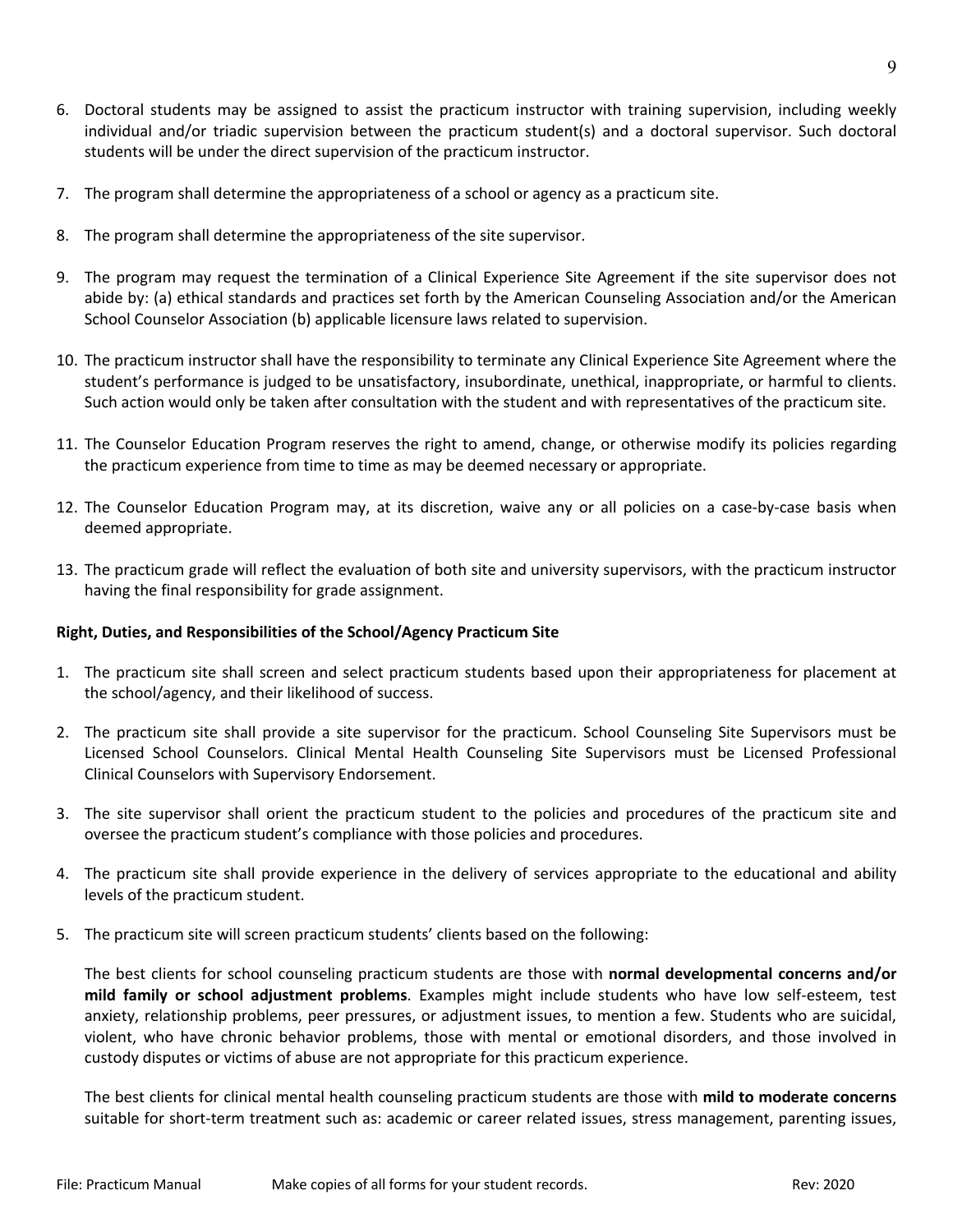6. Doctoral students may be assigned to assist the practicum instructor with training supervision, including weekly individual and/or triadic supervision between the practicum student(s) and a doctoral supervisor. Such doctoral students will be under the direct supervision of the practicum instructor.

7. The program shall determine the appropriateness of a school or agency as a practicum site.

8. The program shall determine the appropriateness of the site supervisor.

9. The program may request the termination of a Clinical Experience Site Agreement if the site supervisor does not abide by: (a) ethical standards and practices set forth by the American Counseling Association and/or the American School Counselor Association (b) applicable licensure laws related to supervision.

10. The practicum instructor shall have the responsibility to terminate any Clinical Experience Site Agreement where the student's performance is judged to be unsatisfactory, insubordinate, unethical, inappropriate, or harmful to clients. Such action would only be taken after consultation with the student and with representatives of the practicum site.

11. The Counselor Education Program reserves the right to amend, change, or otherwise modify its policies regarding the practicum experience from time to time as may be deemed necessary or appropriate.

12. The Counselor Education Program may, at its discretion, waive any or all policies on a case-by-case basis when deemed appropriate.

13. The practicum grade will reflect the evaluation of both site and university supervisors, with the practicum instructor having the final responsibility for grade assignment.

**Right, Duties, and Responsibilities of the School/Agency Practicum Site**

1. The practicum site shall screen and select practicum students based upon their appropriateness for placement at the school/agency, and their likelihood of success.

2. The practicum site shall provide a site supervisor for the practicum. School Counseling Site Supervisors must be Licensed School Counselors. Clinical Mental Health Counseling Site Supervisors must be Licensed Professional Clinical Counselors with Supervisory Endorsement.

3. The site supervisor shall orient the practicum student to the policies and procedures of the practicum site and oversee the practicum student's compliance with those policies and procedures.

4. The practicum site shall provide experience in the delivery of services appropriate to the educational and ability levels of the practicum student.

5. The practicum site will screen practicum students' clients based on the following:

   The best clients for school counseling practicum students are those with **normal developmental concerns and/or mild family or school adjustment problems**. Examples might include students who have low self-esteem, test anxiety, relationship problems, peer pressures, or adjustment issues, to mention a few. Students who are suicidal, violent, who have chronic behavior problems, those with mental or emotional disorders, and those involved in custody disputes or victims of abuse are not appropriate for this practicum experience.

   The best clients for clinical mental health counseling practicum students are those with **mild to moderate concerns** suitable for short-term treatment such as: academic or career related issues, stress management, parenting issues,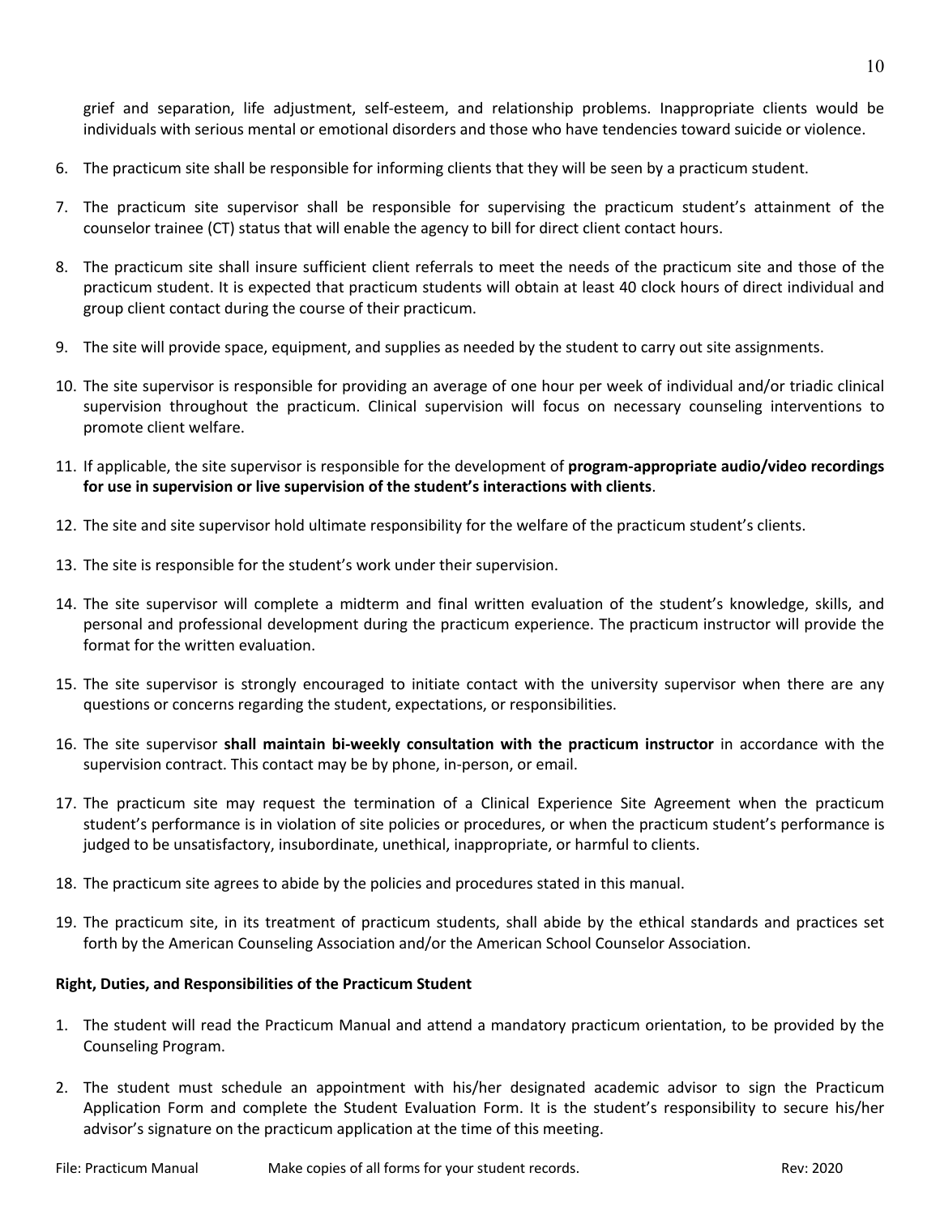grief and separation, life adjustment, self-esteem, and relationship problems. Inappropriate clients would be individuals with serious mental or emotional disorders and those who have tendencies toward suicide or violence.

6. The practicum site shall be responsible for informing clients that they will be seen by a practicum student.

7. The practicum site supervisor shall be responsible for supervising the practicum student's attainment of the counselor trainee (CT) status that will enable the agency to bill for direct client contact hours.

8. The practicum site shall insure sufficient client referrals to meet the needs of the practicum site and those of the practicum student. It is expected that practicum students will obtain at least 40 clock hours of direct individual and group client contact during the course of their practicum.

9. The site will provide space, equipment, and supplies as needed by the student to carry out site assignments.

10. The site supervisor is responsible for providing an average of one hour per week of individual and/or triadic clinical supervision throughout the practicum. Clinical supervision will focus on necessary counseling interventions to promote client welfare.

11. If applicable, the site supervisor is responsible for the development of **program-appropriate audio/video recordings for use in supervision or live supervision of the student's interactions with clients**.

12. The site and site supervisor hold ultimate responsibility for the welfare of the practicum student's clients.

13. The site is responsible for the student's work under their supervision.

14. The site supervisor will complete a midterm and final written evaluation of the student's knowledge, skills, and personal and professional development during the practicum experience. The practicum instructor will provide the format for the written evaluation.

15. The site supervisor is strongly encouraged to initiate contact with the university supervisor when there are any questions or concerns regarding the student, expectations, or responsibilities.

16. The site supervisor **shall maintain bi-weekly consultation with the practicum instructor** in accordance with the supervision contract. This contact may be by phone, in-person, or email.

17. The practicum site may request the termination of a Clinical Experience Site Agreement when the practicum student's performance is in violation of site policies or procedures, or when the practicum student's performance is judged to be unsatisfactory, insubordinate, unethical, inappropriate, or harmful to clients.

18. The practicum site agrees to abide by the policies and procedures stated in this manual.

19. The practicum site, in its treatment of practicum students, shall abide by the ethical standards and practices set forth by the American Counseling Association and/or the American School Counselor Association.

**Right, Duties, and Responsibilities of the Practicum Student**

1. The student will read the Practicum Manual and attend a mandatory practicum orientation, to be provided by the Counseling Program.

2. The student must schedule an appointment with his/her designated academic advisor to sign the Practicum Application Form and complete the Student Evaluation Form. It is the student's responsibility to secure his/her advisor's signature on the practicum application at the time of this meeting.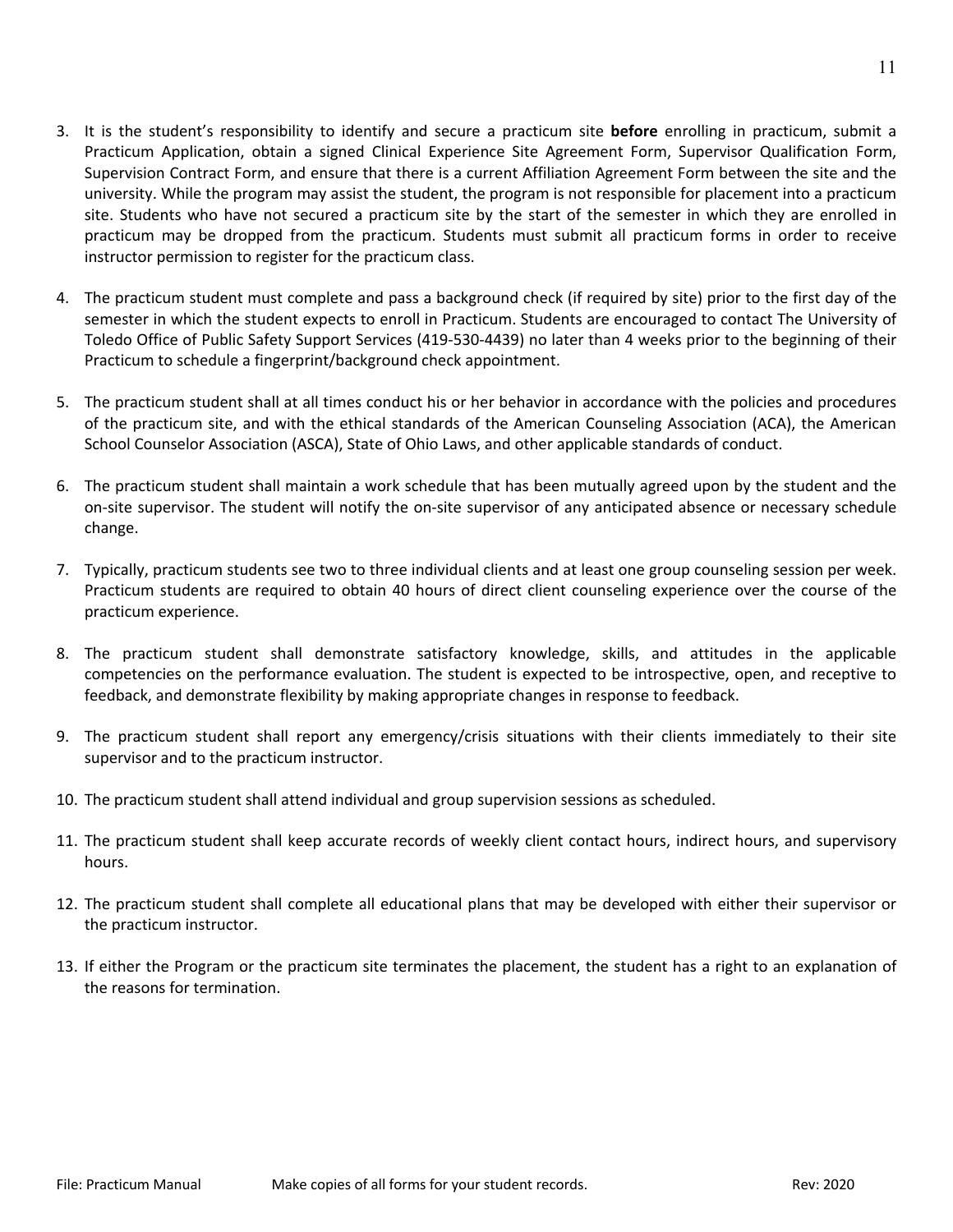3. It is the student's responsibility to identify and secure a practicum site **before** enrolling in practicum, submit a Practicum Application, obtain a signed Clinical Experience Site Agreement Form, Supervisor Qualification Form, Supervision Contract Form, and ensure that there is a current Affiliation Agreement Form between the site and the university. While the program may assist the student, the program is not responsible for placement into a practicum site. Students who have not secured a practicum site by the start of the semester in which they are enrolled in practicum may be dropped from the practicum. Students must submit all practicum forms in order to receive instructor permission to register for the practicum class.

4. The practicum student must complete and pass a background check (if required by site) prior to the first day of the semester in which the student expects to enroll in Practicum. Students are encouraged to contact The University of Toledo Office of Public Safety Support Services (419-530-4439) no later than 4 weeks prior to the beginning of their Practicum to schedule a fingerprint/background check appointment.

5. The practicum student shall at all times conduct his or her behavior in accordance with the policies and procedures of the practicum site, and with the ethical standards of the American Counseling Association (ACA), the American School Counselor Association (ASCA), State of Ohio Laws, and other applicable standards of conduct.

6. The practicum student shall maintain a work schedule that has been mutually agreed upon by the student and the on-site supervisor. The student will notify the on-site supervisor of any anticipated absence or necessary schedule change.

7. Typically, practicum students see two to three individual clients and at least one group counseling session per week. Practicum students are required to obtain 40 hours of direct client counseling experience over the course of the practicum experience.

8. The practicum student shall demonstrate satisfactory knowledge, skills, and attitudes in the applicable competencies on the performance evaluation. The student is expected to be introspective, open, and receptive to feedback, and demonstrate flexibility by making appropriate changes in response to feedback.

9. The practicum student shall report any emergency/crisis situations with their clients immediately to their site supervisor and to the practicum instructor.

10. The practicum student shall attend individual and group supervision sessions as scheduled.

11. The practicum student shall keep accurate records of weekly client contact hours, indirect hours, and supervisory hours.

12. The practicum student shall complete all educational plans that may be developed with either their supervisor or the practicum instructor.

13. If either the Program or the practicum site terminates the placement, the student has a right to an explanation of the reasons for termination.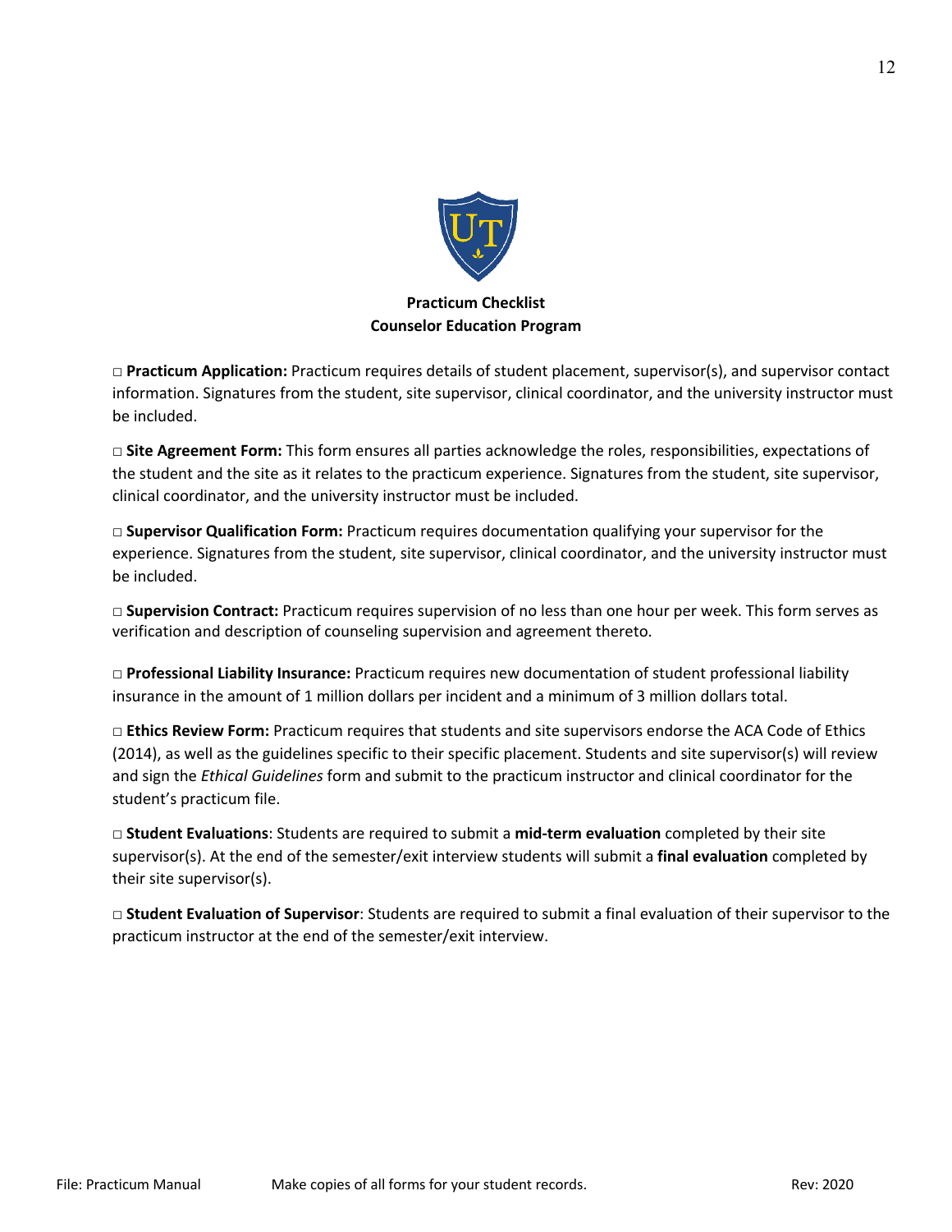**Practicum Checklist**
**Counselor Education Program**

□ **Practicum Application:** Practicum requires details of student placement, supervisor(s), and supervisor contact information. Signatures from the student, site supervisor, clinical coordinator, and the university instructor must be included.

□ **Site Agreement Form:** This form ensures all parties acknowledge the roles, responsibilities, expectations of the student and the site as it relates to the practicum experience. Signatures from the student, site supervisor, clinical coordinator, and the university instructor must be included.

□ **Supervisor Qualification Form:** Practicum requires documentation qualifying your supervisor for the experience. Signatures from the student, site supervisor, clinical coordinator, and the university instructor must be included.

□ **Supervision Contract:** Practicum requires supervision of no less than one hour per week. This form serves as verification and description of counseling supervision and agreement thereto.

□ **Professional Liability Insurance:** Practicum requires new documentation of student professional liability insurance in the amount of 1 million dollars per incident and a minimum of 3 million dollars total.

□ **Ethics Review Form:** Practicum requires that students and site supervisors endorse the ACA Code of Ethics (2014), as well as the guidelines specific to their specific placement. Students and site supervisor(s) will review and sign the *Ethical Guidelines* form and submit to the practicum instructor and clinical coordinator for the student's practicum file.

□ **Student Evaluations**: Students are required to submit a **mid-term evaluation** completed by their site supervisor(s). At the end of the semester/exit interview students will submit a **final evaluation** completed by their site supervisor(s).

□ **Student Evaluation of Supervisor**: Students are required to submit a final evaluation of their supervisor to the practicum instructor at the end of the semester/exit interview.

File: Practicum Manual Make copies of all forms for your student records. Rev: 2020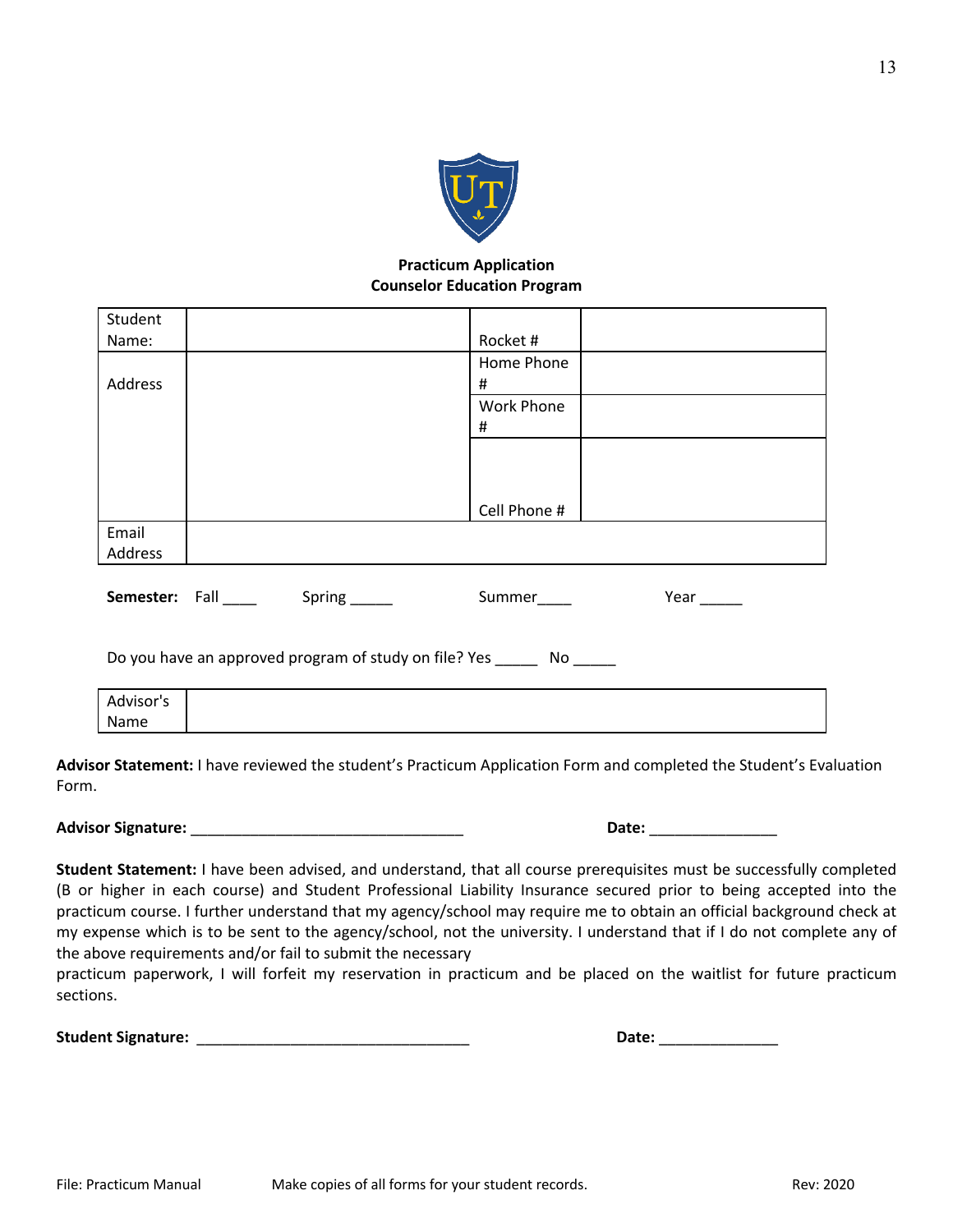**Practicum Application**
**Counselor Education Program**

| Student Name: | | Rocket # | |
|---|---|---|---|
| Address | | Home Phone # | |
| | | Work Phone # | |
| | | Cell Phone # | |
| Email Address | | | |

**Semester:** Fall ____ Spring _____ Summer____ Year _____

Do you have an approved program of study on file? Yes _____ No _____

| Advisor's Name | |
|---|---|

**Advisor Statement:** I have reviewed the student's Practicum Application Form and completed the Student's Evaluation Form.

**Advisor Signature:** _________________________________ **Date:** _______________

**Student Statement:** I have been advised, and understand, that all course prerequisites must be successfully completed (B or higher in each course) and Student Professional Liability Insurance secured prior to being accepted into the practicum course. I further understand that my agency/school may require me to obtain an official background check at my expense which is to be sent to the agency/school, not the university. I understand that if I do not complete any of the above requirements and/or fail to submit the necessary practicum paperwork, I will forfeit my reservation in practicum and be placed on the waitlist for future practicum sections.

**Student Signature:** _________________________________ **Date:** ______________

File: Practicum Manual Make copies of all forms for your student records. Rev: 2020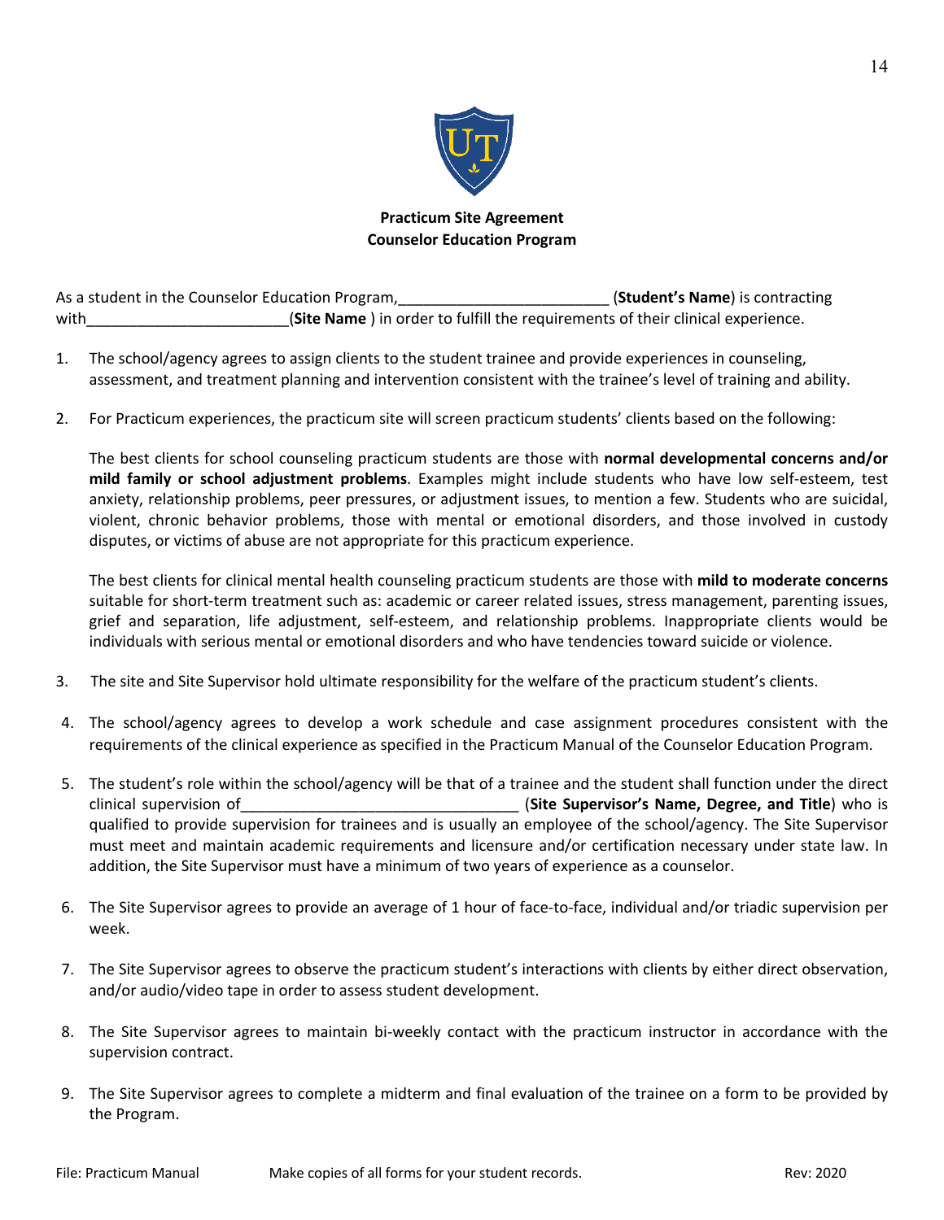**Practicum Site Agreement**
**Counselor Education Program**

As a student in the Counselor Education Program,_________________________ (**Student's Name**) is contracting with________________________(**Site Name** ) in order to fulfill the requirements of their clinical experience.

1. The school/agency agrees to assign clients to the student trainee and provide experiences in counseling, assessment, and treatment planning and intervention consistent with the trainee's level of training and ability.

2. For Practicum experiences, the practicum site will screen practicum students' clients based on the following:

   The best clients for school counseling practicum students are those with **normal developmental concerns and/or mild family or school adjustment problems**. Examples might include students who have low self-esteem, test anxiety, relationship problems, peer pressures, or adjustment issues, to mention a few. Students who are suicidal, violent, chronic behavior problems, those with mental or emotional disorders, and those involved in custody disputes, or victims of abuse are not appropriate for this practicum experience.

   The best clients for clinical mental health counseling practicum students are those with **mild to moderate concerns** suitable for short-term treatment such as: academic or career related issues, stress management, parenting issues, grief and separation, life adjustment, self-esteem, and relationship problems. Inappropriate clients would be individuals with serious mental or emotional disorders and who have tendencies toward suicide or violence.

3. The site and Site Supervisor hold ultimate responsibility for the welfare of the practicum student's clients.

4. The school/agency agrees to develop a work schedule and case assignment procedures consistent with the requirements of the clinical experience as specified in the Practicum Manual of the Counselor Education Program.

5. The student's role within the school/agency will be that of a trainee and the student shall function under the direct clinical supervision of_________________________________ (**Site Supervisor's Name, Degree, and Title**) who is qualified to provide supervision for trainees and is usually an employee of the school/agency. The Site Supervisor must meet and maintain academic requirements and licensure and/or certification necessary under state law. In addition, the Site Supervisor must have a minimum of two years of experience as a counselor.

6. The Site Supervisor agrees to provide an average of 1 hour of face-to-face, individual and/or triadic supervision per week.

7. The Site Supervisor agrees to observe the practicum student's interactions with clients by either direct observation, and/or audio/video tape in order to assess student development.

8. The Site Supervisor agrees to maintain bi-weekly contact with the practicum instructor in accordance with the supervision contract.

9. The Site Supervisor agrees to complete a midterm and final evaluation of the trainee on a form to be provided by the Program.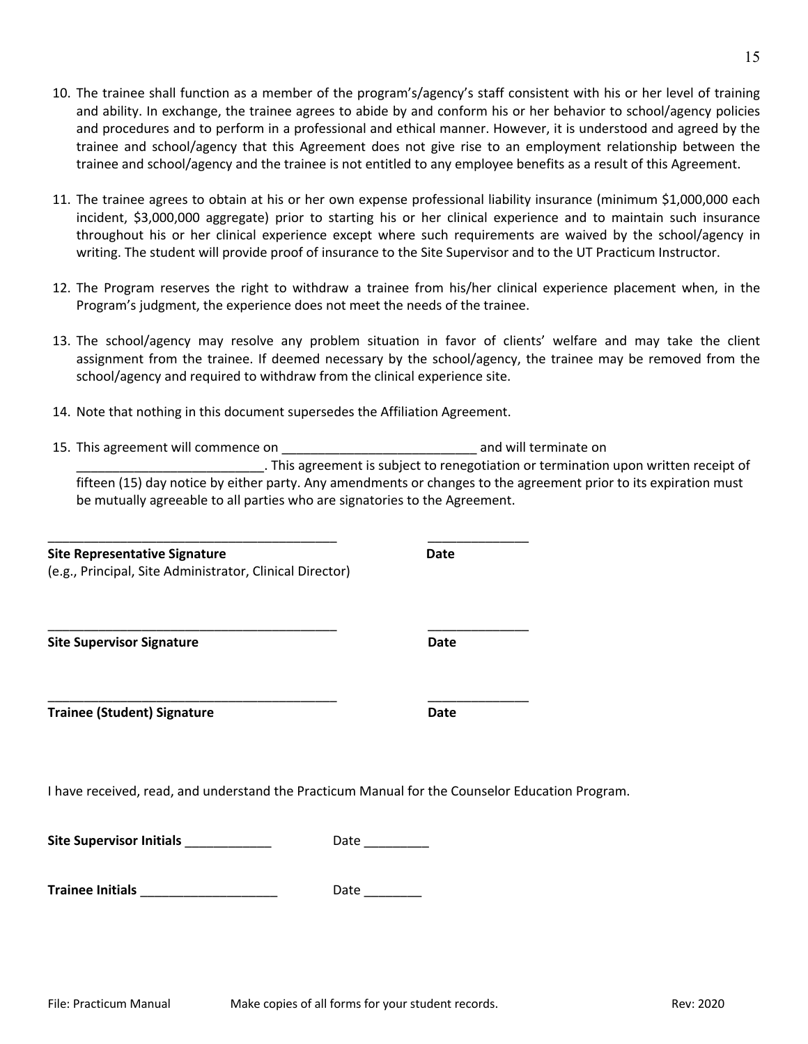10. The trainee shall function as a member of the program's/agency's staff consistent with his or her level of training and ability. In exchange, the trainee agrees to abide by and conform his or her behavior to school/agency policies and procedures and to perform in a professional and ethical manner. However, it is understood and agreed by the trainee and school/agency that this Agreement does not give rise to an employment relationship between the trainee and school/agency and the trainee is not entitled to any employee benefits as a result of this Agreement.

11. The trainee agrees to obtain at his or her own expense professional liability insurance (minimum $1,000,000 each incident, $3,000,000 aggregate) prior to starting his or her clinical experience and to maintain such insurance throughout his or her clinical experience except where such requirements are waived by the school/agency in writing. The student will provide proof of insurance to the Site Supervisor and to the UT Practicum Instructor.

12. The Program reserves the right to withdraw a trainee from his/her clinical experience placement when, in the Program's judgment, the experience does not meet the needs of the trainee.

13. The school/agency may resolve any problem situation in favor of clients' welfare and may take the client assignment from the trainee. If deemed necessary by the school/agency, the trainee may be removed from the school/agency and required to withdraw from the clinical experience site.

14. Note that nothing in this document supersedes the Affiliation Agreement.

15. This agreement will commence on __________________________ and will terminate on __________________________. This agreement is subject to renegotiation or termination upon written receipt of fifteen (15) day notice by either party. Any amendments or changes to the agreement prior to its expiration must be mutually agreeable to all parties who are signatories to the Agreement.

_________________________________________ ______________

**Site Representative Signature** **Date**
(e.g., Principal, Site Administrator, Clinical Director)

_________________________________________ ______________

**Site Supervisor Signature** **Date**

_________________________________________ ______________

**Trainee (Student) Signature** **Date**

I have received, read, and understand the Practicum Manual for the Counselor Education Program.

**Site Supervisor Initials** ____________ Date _________

**Trainee Initials** ___________________ Date ________

File: Practicum Manual Make copies of all forms for your student records. Rev: 2020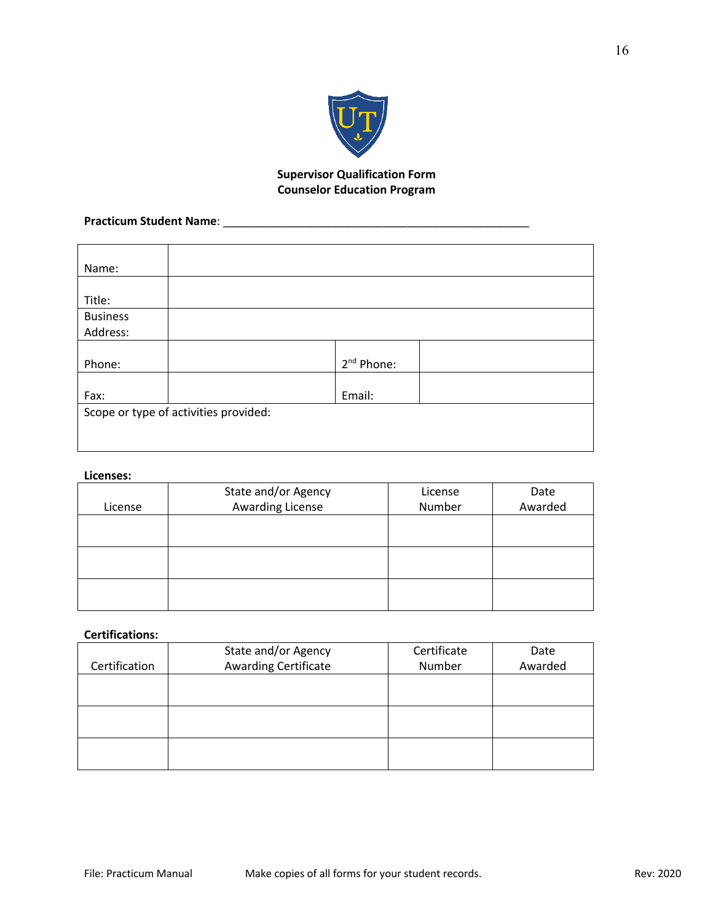**Supervisor Qualification Form**
**Counselor Education Program**

**Practicum Student Name**: ___________________________________________________

| Name: | | | |
|---|---|---|---|
| Title: | | | |
| Business Address: | | | |
| Phone: | | 2nd Phone: | |
| Fax: | | Email: | |
| Scope or type of activities provided: | | | |

**Licenses:**

| License | State and/or Agency Awarding License | License Number | Date Awarded |
|---|---|---|---|
| | | | |
| | | | |
| | | | |

**Certifications:**

| Certification | State and/or Agency Awarding Certificate | Certificate Number | Date Awarded |
|---|---|---|---|
| | | | |
| | | | |
| | | | |

File: Practicum Manual    Make copies of all forms for your student records.    Rev: 2020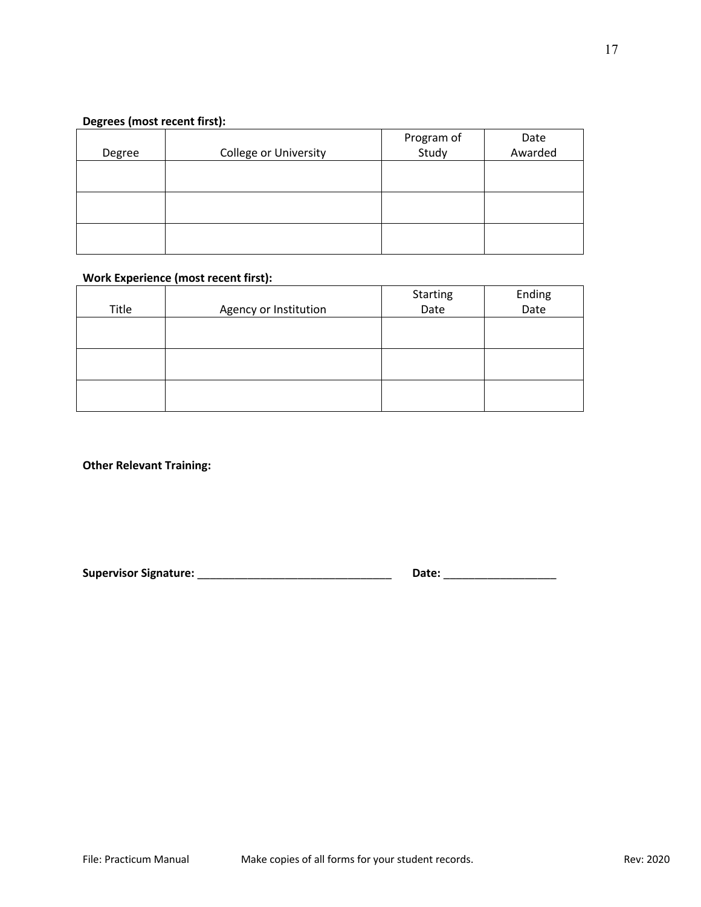**Degrees (most recent first):**

| Degree | College or University | Program of Study | Date Awarded |
|---|---|---|---|
| | | | |
| | | | |
| | | | |

**Work Experience (most recent first):**

| Title | Agency or Institution | Starting Date | Ending Date |
|---|---|---|---|
| | | | |
| | | | |
| | | | |

**Other Relevant Training:**

**Supervisor Signature:** _______________________________ **Date:** __________________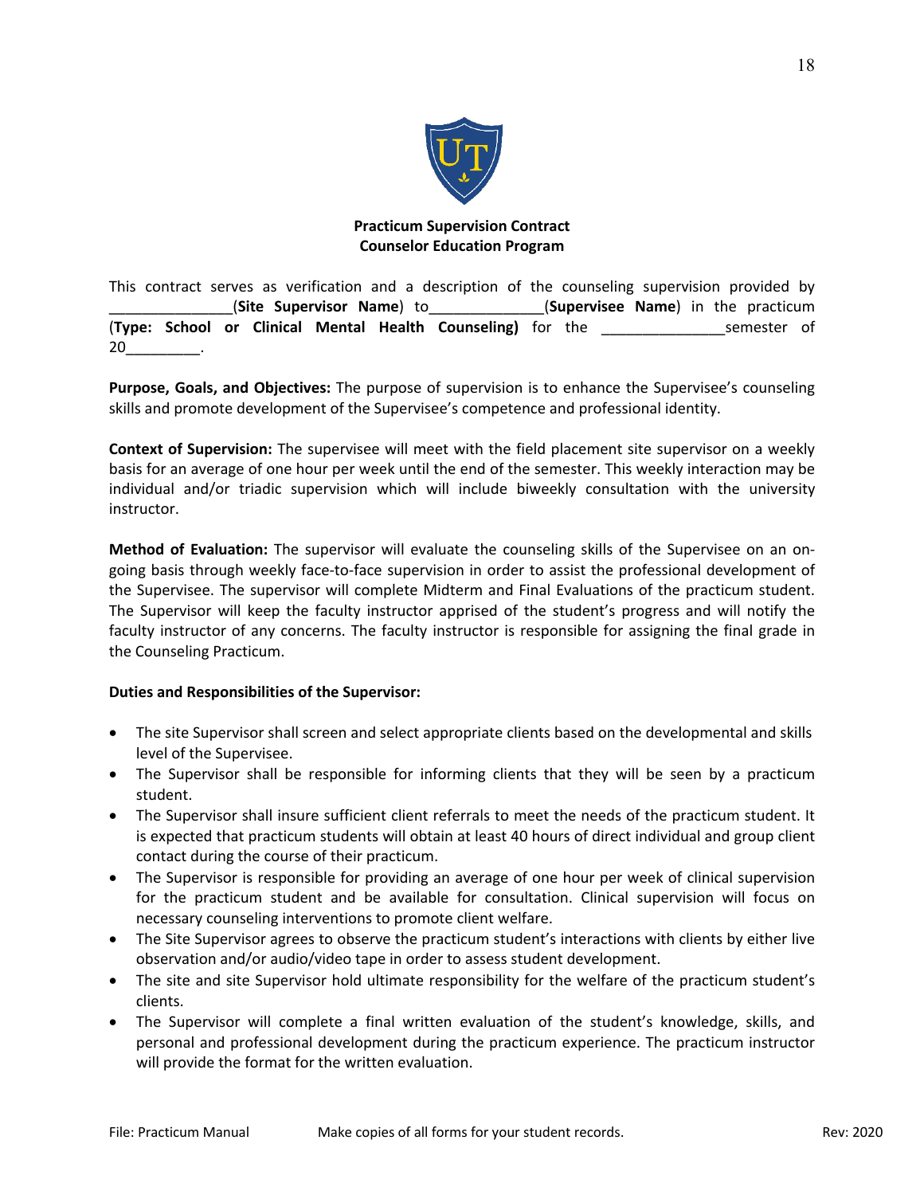**Practicum Supervision Contract**
**Counselor Education Program**

This contract serves as verification and a description of the counseling supervision provided by _______________(**Site Supervisor Name**) to_____________(**Supervisee Name**) in the practicum (**Type: School or Clinical Mental Health Counseling)** for the _______________semester of 20_________.

**Purpose, Goals, and Objectives:** The purpose of supervision is to enhance the Supervisee's counseling skills and promote development of the Supervisee's competence and professional identity.

**Context of Supervision:** The supervisee will meet with the field placement site supervisor on a weekly basis for an average of one hour per week until the end of the semester. This weekly interaction may be individual and/or triadic supervision which will include biweekly consultation with the university instructor.

**Method of Evaluation:** The supervisor will evaluate the counseling skills of the Supervisee on an on-going basis through weekly face-to-face supervision in order to assist the professional development of the Supervisee. The supervisor will complete Midterm and Final Evaluations of the practicum student. The Supervisor will keep the faculty instructor apprised of the student's progress and will notify the faculty instructor of any concerns. The faculty instructor is responsible for assigning the final grade in the Counseling Practicum.

**Duties and Responsibilities of the Supervisor:**

- The site Supervisor shall screen and select appropriate clients based on the developmental and skills level of the Supervisee.
- The Supervisor shall be responsible for informing clients that they will be seen by a practicum student.
- The Supervisor shall insure sufficient client referrals to meet the needs of the practicum student. It is expected that practicum students will obtain at least 40 hours of direct individual and group client contact during the course of their practicum.
- The Supervisor is responsible for providing an average of one hour per week of clinical supervision for the practicum student and be available for consultation. Clinical supervision will focus on necessary counseling interventions to promote client welfare.
- The Site Supervisor agrees to observe the practicum student's interactions with clients by either live observation and/or audio/video tape in order to assess student development.
- The site and site Supervisor hold ultimate responsibility for the welfare of the practicum student's clients.
- The Supervisor will complete a final written evaluation of the student's knowledge, skills, and personal and professional development during the practicum experience. The practicum instructor will provide the format for the written evaluation.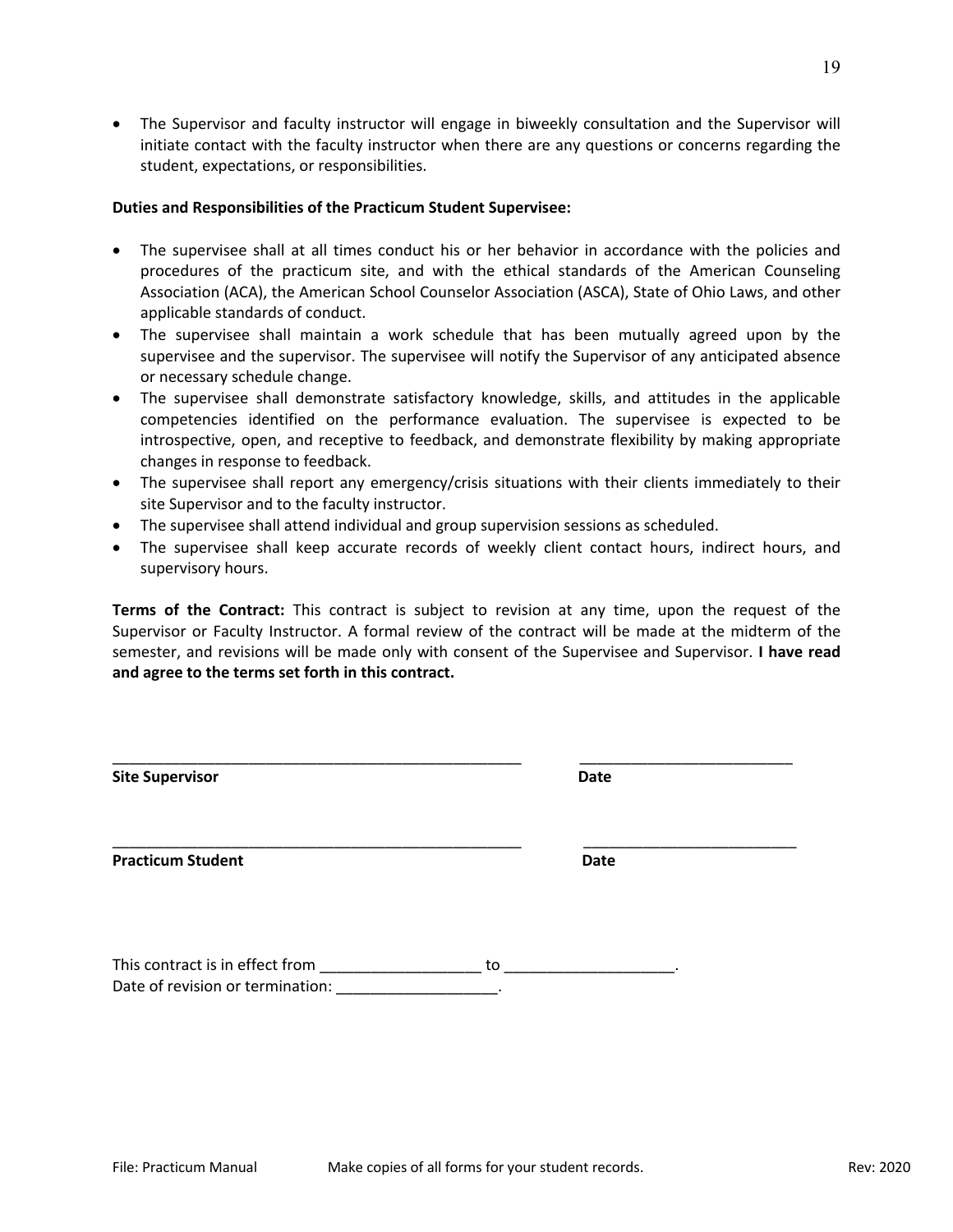- The Supervisor and faculty instructor will engage in biweekly consultation and the Supervisor will initiate contact with the faculty instructor when there are any questions or concerns regarding the student, expectations, or responsibilities.

**Duties and Responsibilities of the Practicum Student Supervisee:**

- The supervisee shall at all times conduct his or her behavior in accordance with the policies and procedures of the practicum site, and with the ethical standards of the American Counseling Association (ACA), the American School Counselor Association (ASCA), State of Ohio Laws, and other applicable standards of conduct.
- The supervisee shall maintain a work schedule that has been mutually agreed upon by the supervisee and the supervisor. The supervisee will notify the Supervisor of any anticipated absence or necessary schedule change.
- The supervisee shall demonstrate satisfactory knowledge, skills, and attitudes in the applicable competencies identified on the performance evaluation. The supervisee is expected to be introspective, open, and receptive to feedback, and demonstrate flexibility by making appropriate changes in response to feedback.
- The supervisee shall report any emergency/crisis situations with their clients immediately to their site Supervisor and to the faculty instructor.
- The supervisee shall attend individual and group supervision sessions as scheduled.
- The supervisee shall keep accurate records of weekly client contact hours, indirect hours, and supervisory hours.

**Terms of the Contract:** This contract is subject to revision at any time, upon the request of the Supervisor or Faculty Instructor. A formal review of the contract will be made at the midterm of the semester, and revisions will be made only with consent of the Supervisee and Supervisor. **I have read and agree to the terms set forth in this contract.**

_________________________________________________ _________________________

**Site Supervisor** **Date**

_________________________________________________ _________________________

**Practicum Student** **Date**

This contract is in effect from ___________________ to ___________________.
Date of revision or termination: ___________________.

File: Practicum Manual Make copies of all forms for your student records. Rev: 2020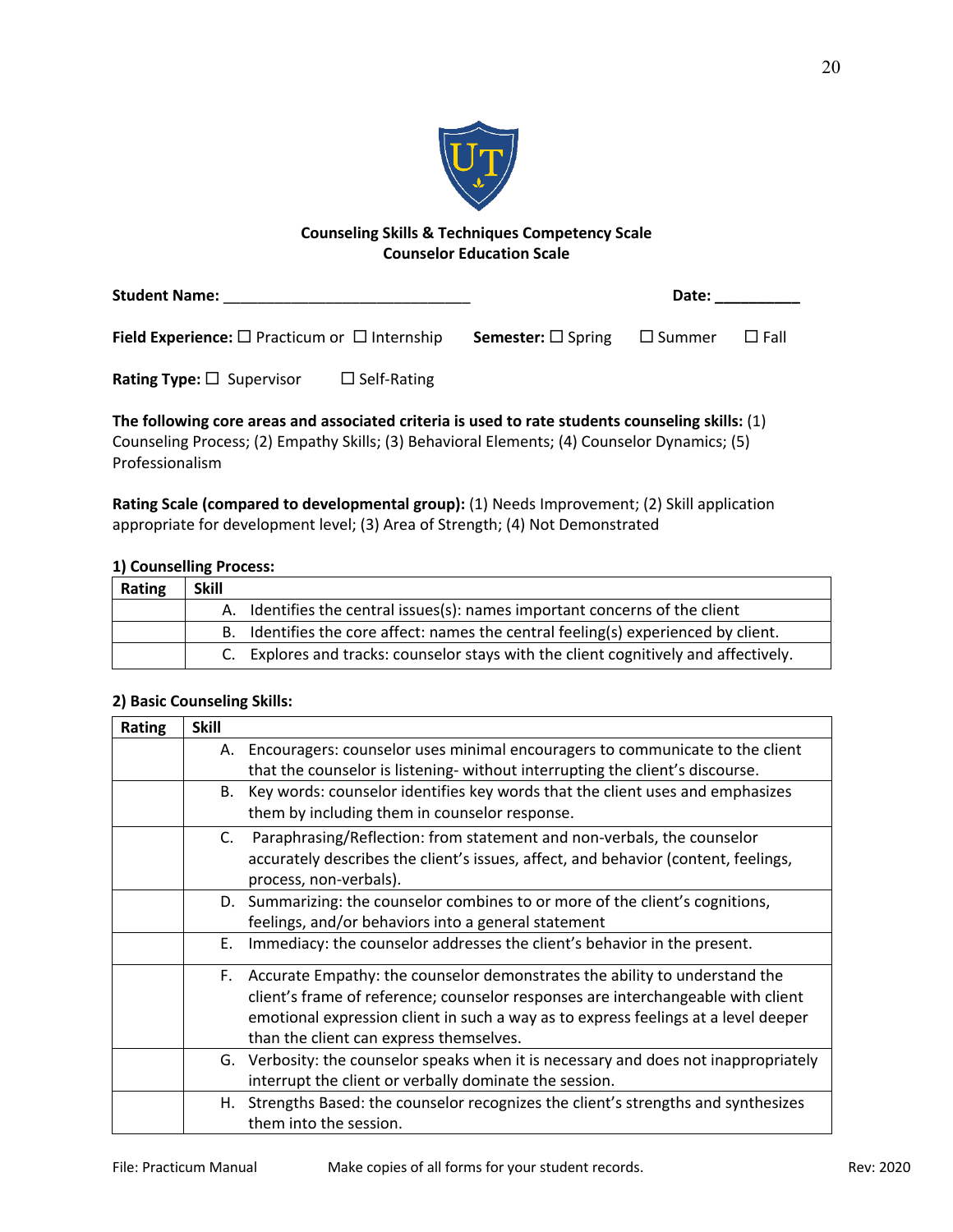**Counseling Skills & Techniques Competency Scale**
**Counselor Education Scale**

**Student Name:** ______________________________ **Date:** __________

**Field Experience:** ☐ Practicum or ☐ Internship **Semester:** ☐ Spring ☐ Summer ☐ Fall

**Rating Type:** ☐ Supervisor ☐ Self-Rating

**The following core areas and associated criteria is used to rate students counseling skills:** (1) Counseling Process; (2) Empathy Skills; (3) Behavioral Elements; (4) Counselor Dynamics; (5) Professionalism

**Rating Scale (compared to developmental group):** (1) Needs Improvement; (2) Skill application appropriate for development level; (3) Area of Strength; (4) Not Demonstrated

**1) Counselling Process:**

| Rating | Skill |
|---|---|
| | A. Identifies the central issues(s): names important concerns of the client |
| | B. Identifies the core affect: names the central feeling(s) experienced by client. |
| | C. Explores and tracks: counselor stays with the client cognitively and affectively. |

**2) Basic Counseling Skills:**

| Rating | Skill |
|---|---|
| | A. Encouragers: counselor uses minimal encouragers to communicate to the client that the counselor is listening- without interrupting the client's discourse. |
| | B. Key words: counselor identifies key words that the client uses and emphasizes them by including them in counselor response. |
| | C. Paraphrasing/Reflection: from statement and non-verbals, the counselor accurately describes the client's issues, affect, and behavior (content, feelings, process, non-verbals). |
| | D. Summarizing: the counselor combines to or more of the client's cognitions, feelings, and/or behaviors into a general statement |
| | E. Immediacy: the counselor addresses the client's behavior in the present. |
| | F. Accurate Empathy: the counselor demonstrates the ability to understand the client's frame of reference; counselor responses are interchangeable with client emotional expression client in such a way as to express feelings at a level deeper than the client can express themselves. |
| | G. Verbosity: the counselor speaks when it is necessary and does not inappropriately interrupt the client or verbally dominate the session. |
| | H. Strengths Based: the counselor recognizes the client's strengths and synthesizes them into the session. |

File: Practicum Manual Make copies of all forms for your student records. Rev: 2020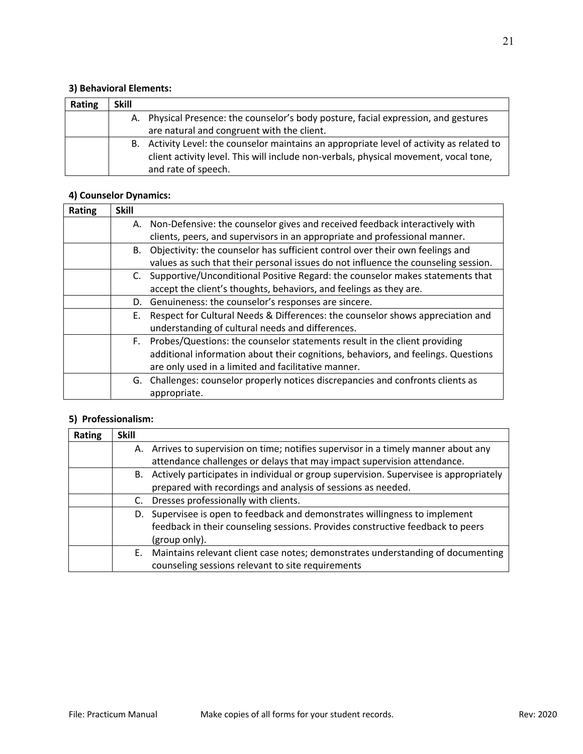**3) Behavioral Elements:**

| Rating | Skill |
|---|---|
| | A. Physical Presence: the counselor's body posture, facial expression, and gestures are natural and congruent with the client. |
| | B. Activity Level: the counselor maintains an appropriate level of activity as related to client activity level. This will include non-verbals, physical movement, vocal tone, and rate of speech. |

**4) Counselor Dynamics:**

| Rating | Skill |
|---|---|
| | A. Non-Defensive: the counselor gives and received feedback interactively with clients, peers, and supervisors in an appropriate and professional manner. |
| | B. Objectivity: the counselor has sufficient control over their own feelings and values as such that their personal issues do not influence the counseling session. |
| | C. Supportive/Unconditional Positive Regard: the counselor makes statements that accept the client's thoughts, behaviors, and feelings as they are. |
| | D. Genuineness: the counselor's responses are sincere. |
| | E. Respect for Cultural Needs & Differences: the counselor shows appreciation and understanding of cultural needs and differences. |
| | F. Probes/Questions: the counselor statements result in the client providing additional information about their cognitions, behaviors, and feelings. Questions are only used in a limited and facilitative manner. |
| | G. Challenges: counselor properly notices discrepancies and confronts clients as appropriate. |

**5) Professionalism:**

| Rating | Skill |
|---|---|
| | A. Arrives to supervision on time; notifies supervisor in a timely manner about any attendance challenges or delays that may impact supervision attendance. |
| | B. Actively participates in individual or group supervision. Supervisee is appropriately prepared with recordings and analysis of sessions as needed. |
| | C. Dresses professionally with clients. |
| | D. Supervisee is open to feedback and demonstrates willingness to implement feedback in their counseling sessions. Provides constructive feedback to peers (group only). |
| | E. Maintains relevant client case notes; demonstrates understanding of documenting counseling sessions relevant to site requirements |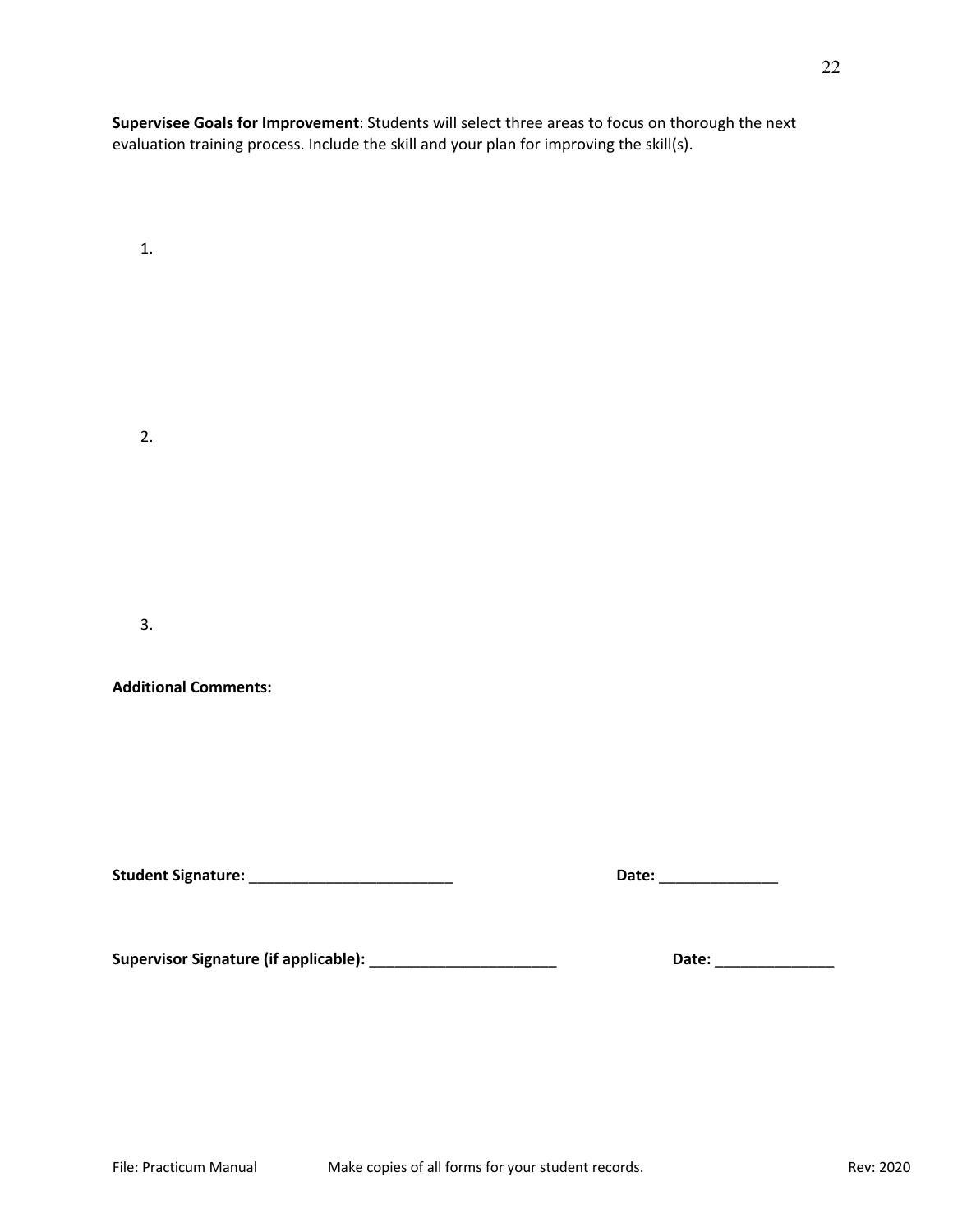**Supervisee Goals for Improvement**: Students will select three areas to focus on thorough the next evaluation training process. Include the skill and your plan for improving the skill(s).

1.

2.

3.

**Additional Comments:**

**Student Signature:** ________________________ **Date:** ______________

**Supervisor Signature (if applicable):** ______________________ **Date:** ______________

File: Practicum Manual Make copies of all forms for your student records. Rev: 2020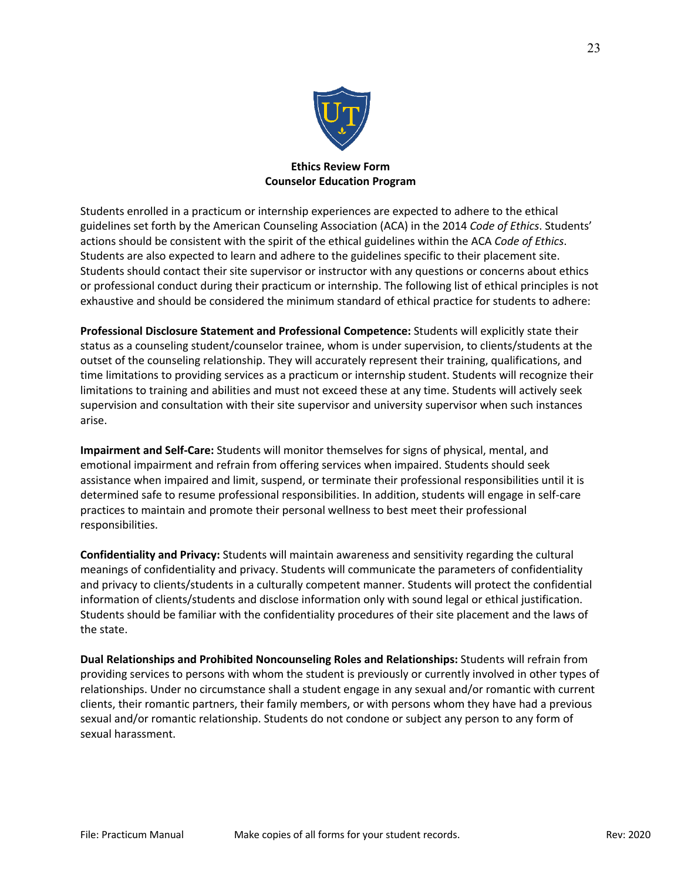**Ethics Review Form**
**Counselor Education Program**

Students enrolled in a practicum or internship experiences are expected to adhere to the ethical guidelines set forth by the American Counseling Association (ACA) in the 2014 *Code of Ethics*. Students' actions should be consistent with the spirit of the ethical guidelines within the ACA *Code of Ethics*. Students are also expected to learn and adhere to the guidelines specific to their placement site. Students should contact their site supervisor or instructor with any questions or concerns about ethics or professional conduct during their practicum or internship. The following list of ethical principles is not exhaustive and should be considered the minimum standard of ethical practice for students to adhere:

**Professional Disclosure Statement and Professional Competence:** Students will explicitly state their status as a counseling student/counselor trainee, whom is under supervision, to clients/students at the outset of the counseling relationship. They will accurately represent their training, qualifications, and time limitations to providing services as a practicum or internship student. Students will recognize their limitations to training and abilities and must not exceed these at any time. Students will actively seek supervision and consultation with their site supervisor and university supervisor when such instances arise.

**Impairment and Self-Care:** Students will monitor themselves for signs of physical, mental, and emotional impairment and refrain from offering services when impaired. Students should seek assistance when impaired and limit, suspend, or terminate their professional responsibilities until it is determined safe to resume professional responsibilities. In addition, students will engage in self-care practices to maintain and promote their personal wellness to best meet their professional responsibilities.

**Confidentiality and Privacy:** Students will maintain awareness and sensitivity regarding the cultural meanings of confidentiality and privacy. Students will communicate the parameters of confidentiality and privacy to clients/students in a culturally competent manner. Students will protect the confidential information of clients/students and disclose information only with sound legal or ethical justification. Students should be familiar with the confidentiality procedures of their site placement and the laws of the state.

**Dual Relationships and Prohibited Noncounseling Roles and Relationships:** Students will refrain from providing services to persons with whom the student is previously or currently involved in other types of relationships. Under no circumstance shall a student engage in any sexual and/or romantic with current clients, their romantic partners, their family members, or with persons whom they have had a previous sexual and/or romantic relationship. Students do not condone or subject any person to any form of sexual harassment.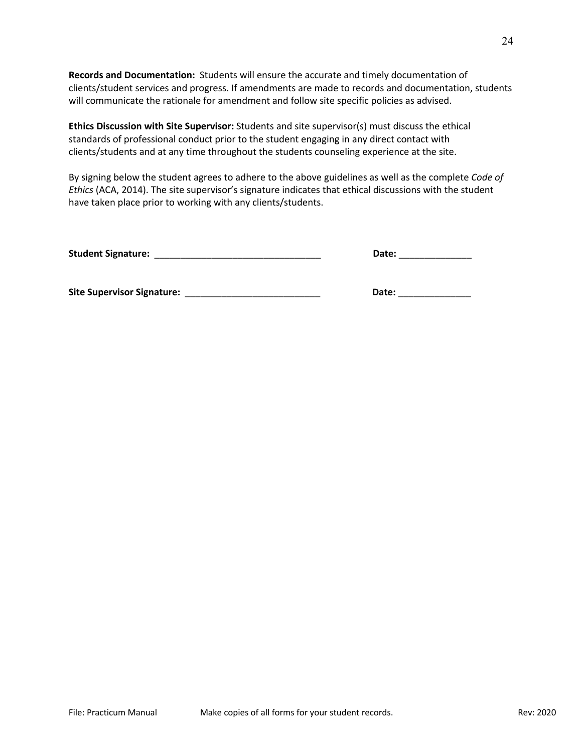**Records and Documentation:** Students will ensure the accurate and timely documentation of clients/student services and progress. If amendments are made to records and documentation, students will communicate the rationale for amendment and follow site specific policies as advised.

**Ethics Discussion with Site Supervisor:** Students and site supervisor(s) must discuss the ethical standards of professional conduct prior to the student engaging in any direct contact with clients/students and at any time throughout the students counseling experience at the site.

By signing below the student agrees to adhere to the above guidelines as well as the complete *Code of Ethics* (ACA, 2014). The site supervisor's signature indicates that ethical discussions with the student have taken place prior to working with any clients/students.

**Student Signature:** ________________________________ **Date:** ______________

**Site Supervisor Signature:** __________________________ **Date:** ______________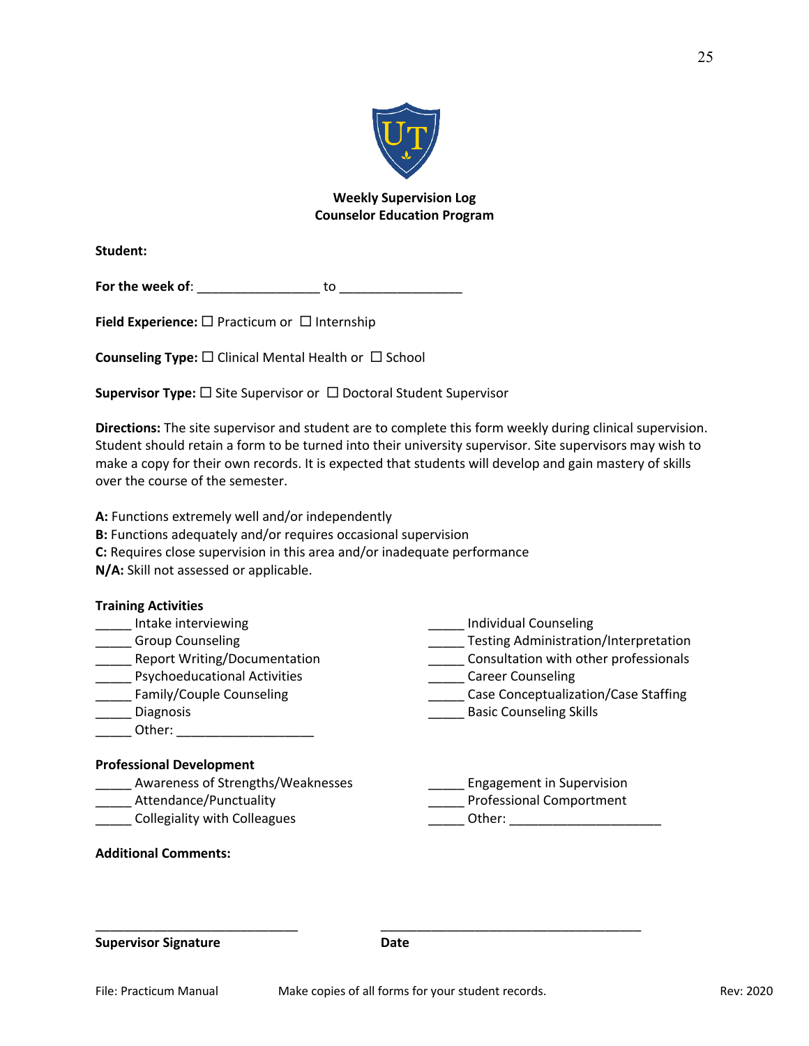**Weekly Supervision Log**
**Counselor Education Program**

**Student:**

**For the week of**: _________________ to _________________

**Field Experience:** ☐ Practicum or ☐ Internship

**Counseling Type:** ☐ Clinical Mental Health or ☐ School

**Supervisor Type:** ☐ Site Supervisor or ☐ Doctoral Student Supervisor

**Directions:** The site supervisor and student are to complete this form weekly during clinical supervision. Student should retain a form to be turned into their university supervisor. Site supervisors may wish to make a copy for their own records. It is expected that students will develop and gain mastery of skills over the course of the semester.

**A:** Functions extremely well and/or independently
**B:** Functions adequately and/or requires occasional supervision
**C:** Requires close supervision in this area and/or inadequate performance
**N/A:** Skill not assessed or applicable.

**Training Activities**

_____ Intake interviewing
_____ Group Counseling
_____ Report Writing/Documentation
_____ Psychoeducational Activities
_____ Family/Couple Counseling
_____ Diagnosis
_____ Other: ___________________
_____ Individual Counseling
_____ Testing Administration/Interpretation
_____ Consultation with other professionals
_____ Career Counseling
_____ Case Conceptualization/Case Staffing
_____ Basic Counseling Skills

**Professional Development**

_____ Awareness of Strengths/Weaknesses
_____ Attendance/Punctuality
_____ Collegiality with Colleagues
_____ Engagement in Supervision
_____ Professional Comportment
_____ Other: _____________________

**Additional Comments:**

_____________________________ _____________________________________

**Supervisor Signature** **Date**

File: Practicum Manual Make copies of all forms for your student records. Rev: 2020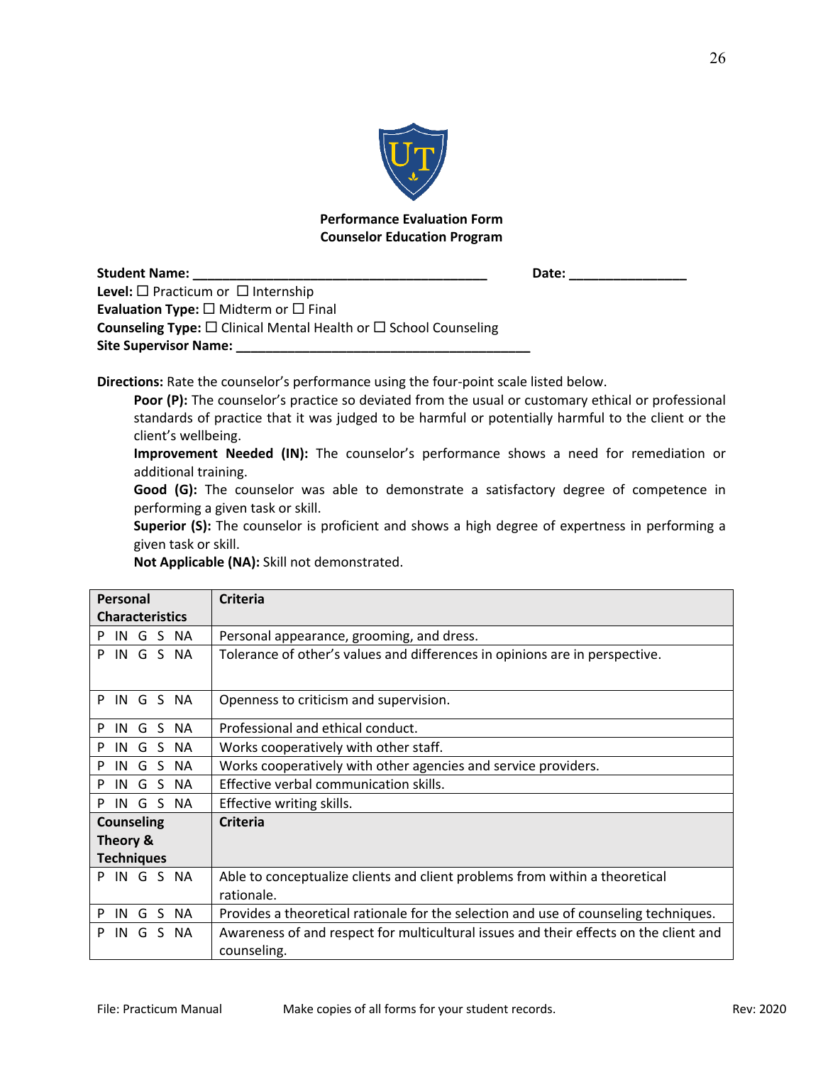**Performance Evaluation Form**
**Counselor Education Program**

**Student Name:** ________________________________________ **Date:** ________________

**Level:** ☐ Practicum or ☐ Internship

**Evaluation Type:** ☐ Midterm or ☐ Final

**Counseling Type:** ☐ Clinical Mental Health or ☐ School Counseling

**Site Supervisor Name:** ________________________________________

**Directions:** Rate the counselor's performance using the four-point scale listed below.

> **Poor (P):** The counselor's practice so deviated from the usual or customary ethical or professional standards of practice that it was judged to be harmful or potentially harmful to the client or the client's wellbeing.
>
> **Improvement Needed (IN):** The counselor's performance shows a need for remediation or additional training.
>
> **Good (G):** The counselor was able to demonstrate a satisfactory degree of competence in performing a given task or skill.
>
> **Superior (S):** The counselor is proficient and shows a high degree of expertness in performing a given task or skill.
>
> **Not Applicable (NA):** Skill not demonstrated.

| **Personal Characteristics** | **Criteria** |
|---|---|
| P IN G S NA | Personal appearance, grooming, and dress. |
| P IN G S NA | Tolerance of other's values and differences in opinions are in perspective. |
| P IN G S NA | Openness to criticism and supervision. |
| P IN G S NA | Professional and ethical conduct. |
| P IN G S NA | Works cooperatively with other staff. |
| P IN G S NA | Works cooperatively with other agencies and service providers. |
| P IN G S NA | Effective verbal communication skills. |
| P IN G S NA | Effective writing skills. |
| **Counseling Theory & Techniques** | **Criteria** |
| P IN G S NA | Able to conceptualize clients and client problems from within a theoretical rationale. |
| P IN G S NA | Provides a theoretical rationale for the selection and use of counseling techniques. |
| P IN G S NA | Awareness of and respect for multicultural issues and their effects on the client and counseling. |

File: Practicum Manual    Make copies of all forms for your student records.    Rev: 2020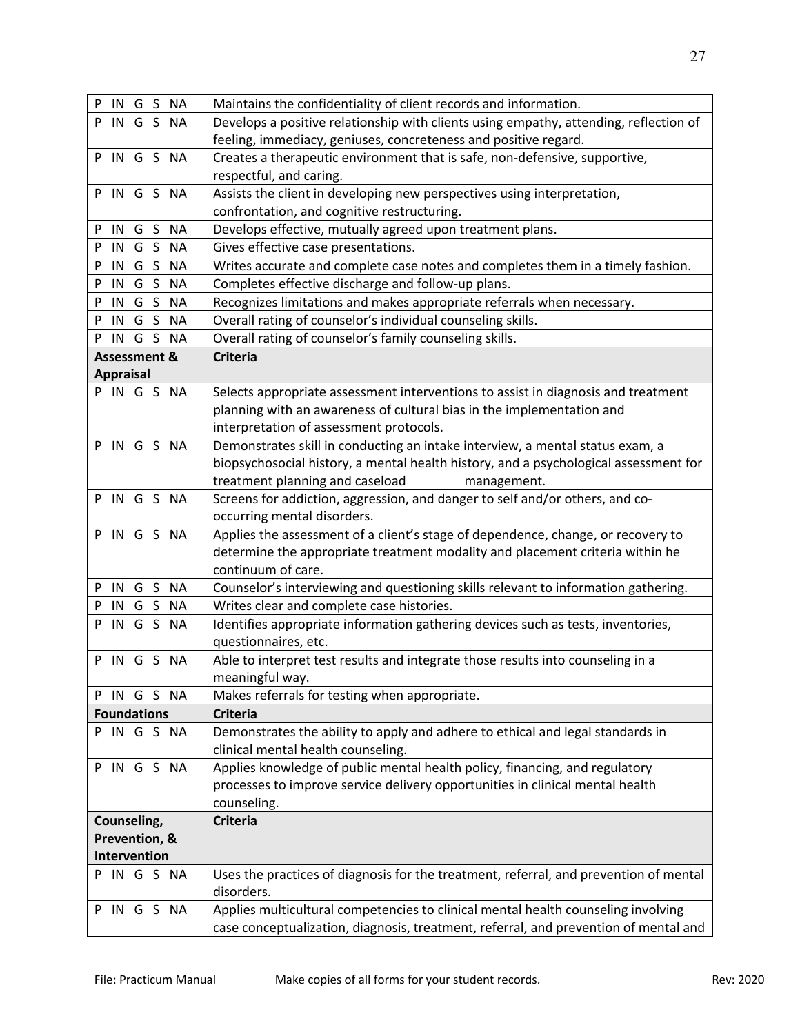| P IN G S NA | Maintains the confidentiality of client records and information. |
|---|---|
| P IN G S NA | Develops a positive relationship with clients using empathy, attending, reflection of feeling, immediacy, geniuses, concreteness and positive regard. |
| P IN G S NA | Creates a therapeutic environment that is safe, non-defensive, supportive, respectful, and caring. |
| P IN G S NA | Assists the client in developing new perspectives using interpretation, confrontation, and cognitive restructuring. |
| P IN G S NA | Develops effective, mutually agreed upon treatment plans. |
| P IN G S NA | Gives effective case presentations. |
| P IN G S NA | Writes accurate and complete case notes and completes them in a timely fashion. |
| P IN G S NA | Completes effective discharge and follow-up plans. |
| P IN G S NA | Recognizes limitations and makes appropriate referrals when necessary. |
| P IN G S NA | Overall rating of counselor's individual counseling skills. |
| P IN G S NA | Overall rating of counselor's family counseling skills. |
| **Assessment & Appraisal** | **Criteria** |
| P IN G S NA | Selects appropriate assessment interventions to assist in diagnosis and treatment planning with an awareness of cultural bias in the implementation and interpretation of assessment protocols. |
| P IN G S NA | Demonstrates skill in conducting an intake interview, a mental status exam, a biopsychosocial history, a mental health history, and a psychological assessment for treatment planning and caseload management. |
| P IN G S NA | Screens for addiction, aggression, and danger to self and/or others, and co-occurring mental disorders. |
| P IN G S NA | Applies the assessment of a client's stage of dependence, change, or recovery to determine the appropriate treatment modality and placement criteria within he continuum of care. |
| P IN G S NA | Counselor's interviewing and questioning skills relevant to information gathering. |
| P IN G S NA | Writes clear and complete case histories. |
| P IN G S NA | Identifies appropriate information gathering devices such as tests, inventories, questionnaires, etc. |
| P IN G S NA | Able to interpret test results and integrate those results into counseling in a meaningful way. |
| P IN G S NA | Makes referrals for testing when appropriate. |
| **Foundations** | **Criteria** |
| P IN G S NA | Demonstrates the ability to apply and adhere to ethical and legal standards in clinical mental health counseling. |
| P IN G S NA | Applies knowledge of public mental health policy, financing, and regulatory processes to improve service delivery opportunities in clinical mental health counseling. |
| **Counseling, Prevention, & Intervention** | **Criteria** |
| P IN G S NA | Uses the practices of diagnosis for the treatment, referral, and prevention of mental disorders. |
| P IN G S NA | Applies multicultural competencies to clinical mental health counseling involving case conceptualization, diagnosis, treatment, referral, and prevention of mental and |

File: Practicum Manual Make copies of all forms for your student records. Rev: 2020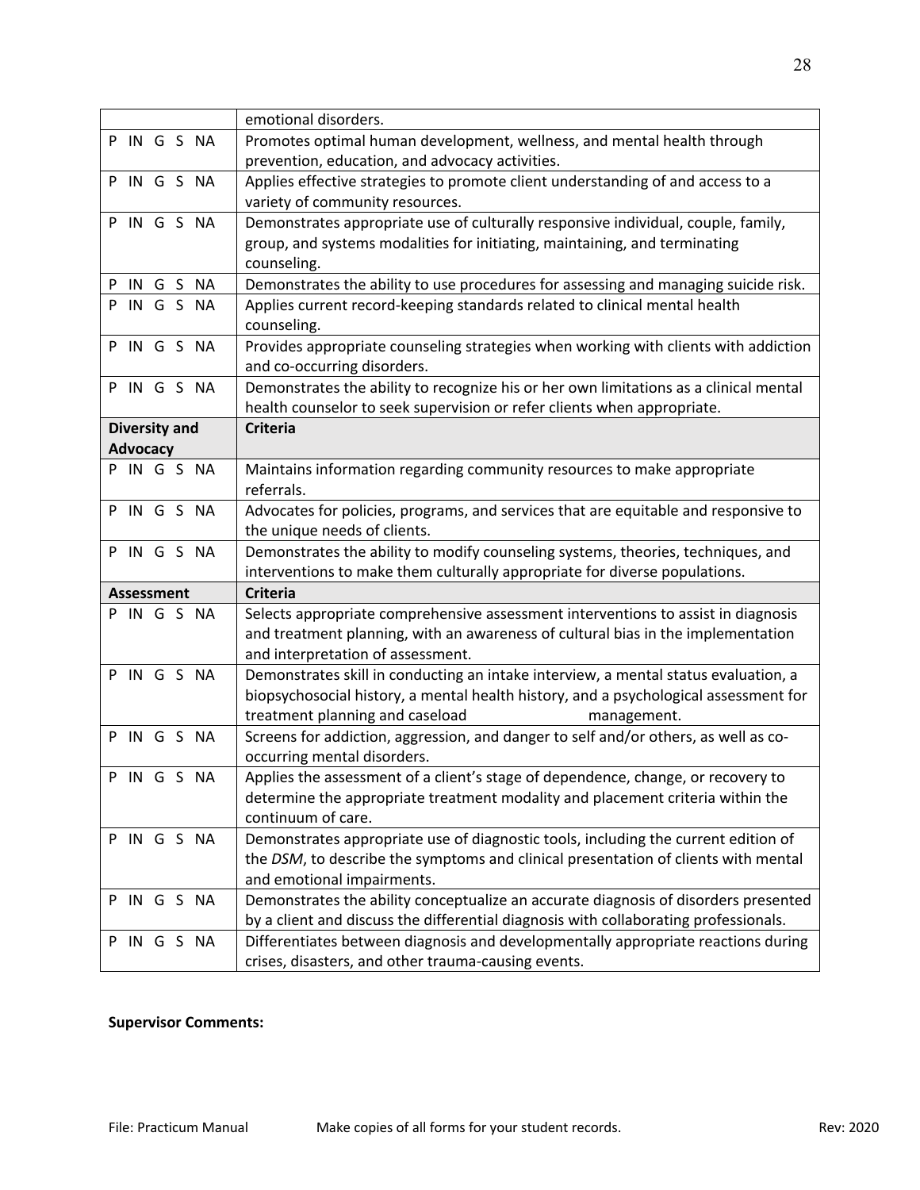|  |  |
| --- | --- |
|  | emotional disorders. |
| P IN G S NA | Promotes optimal human development, wellness, and mental health through prevention, education, and advocacy activities. |
| P IN G S NA | Applies effective strategies to promote client understanding of and access to a variety of community resources. |
| P IN G S NA | Demonstrates appropriate use of culturally responsive individual, couple, family, group, and systems modalities for initiating, maintaining, and terminating counseling. |
| P IN G S NA | Demonstrates the ability to use procedures for assessing and managing suicide risk. |
| P IN G S NA | Applies current record-keeping standards related to clinical mental health counseling. |
| P IN G S NA | Provides appropriate counseling strategies when working with clients with addiction and co-occurring disorders. |
| P IN G S NA | Demonstrates the ability to recognize his or her own limitations as a clinical mental health counselor to seek supervision or refer clients when appropriate. |
| **Diversity and Advocacy** | **Criteria** |
| P IN G S NA | Maintains information regarding community resources to make appropriate referrals. |
| P IN G S NA | Advocates for policies, programs, and services that are equitable and responsive to the unique needs of clients. |
| P IN G S NA | Demonstrates the ability to modify counseling systems, theories, techniques, and interventions to make them culturally appropriate for diverse populations. |
| **Assessment** | **Criteria** |
| P IN G S NA | Selects appropriate comprehensive assessment interventions to assist in diagnosis and treatment planning, with an awareness of cultural bias in the implementation and interpretation of assessment. |
| P IN G S NA | Demonstrates skill in conducting an intake interview, a mental status evaluation, a biopsychosocial history, a mental health history, and a psychological assessment for treatment planning and caseload management. |
| P IN G S NA | Screens for addiction, aggression, and danger to self and/or others, as well as co-occurring mental disorders. |
| P IN G S NA | Applies the assessment of a client's stage of dependence, change, or recovery to determine the appropriate treatment modality and placement criteria within the continuum of care. |
| P IN G S NA | Demonstrates appropriate use of diagnostic tools, including the current edition of the *DSM*, to describe the symptoms and clinical presentation of clients with mental and emotional impairments. |
| P IN G S NA | Demonstrates the ability conceptualize an accurate diagnosis of disorders presented by a client and discuss the differential diagnosis with collaborating professionals. |
| P IN G S NA | Differentiates between diagnosis and developmentally appropriate reactions during crises, disasters, and other trauma-causing events. |

**Supervisor Comments:**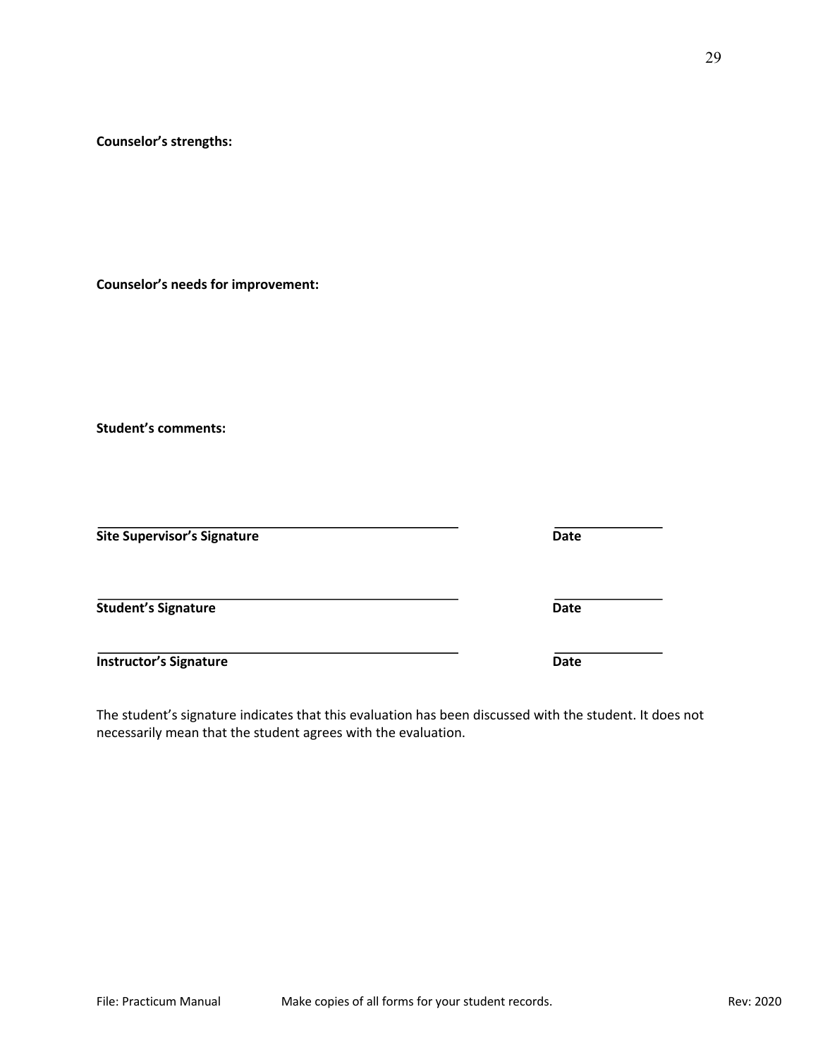**Counselor's strengths:**

**Counselor's needs for improvement:**

**Student's comments:**

______________________________________________ ______________

**Site Supervisor's Signature** **Date**

______________________________________________ ______________

**Student's Signature** **Date**

______________________________________________ ______________

**Instructor's Signature** **Date**

The student's signature indicates that this evaluation has been discussed with the student. It does not necessarily mean that the student agrees with the evaluation.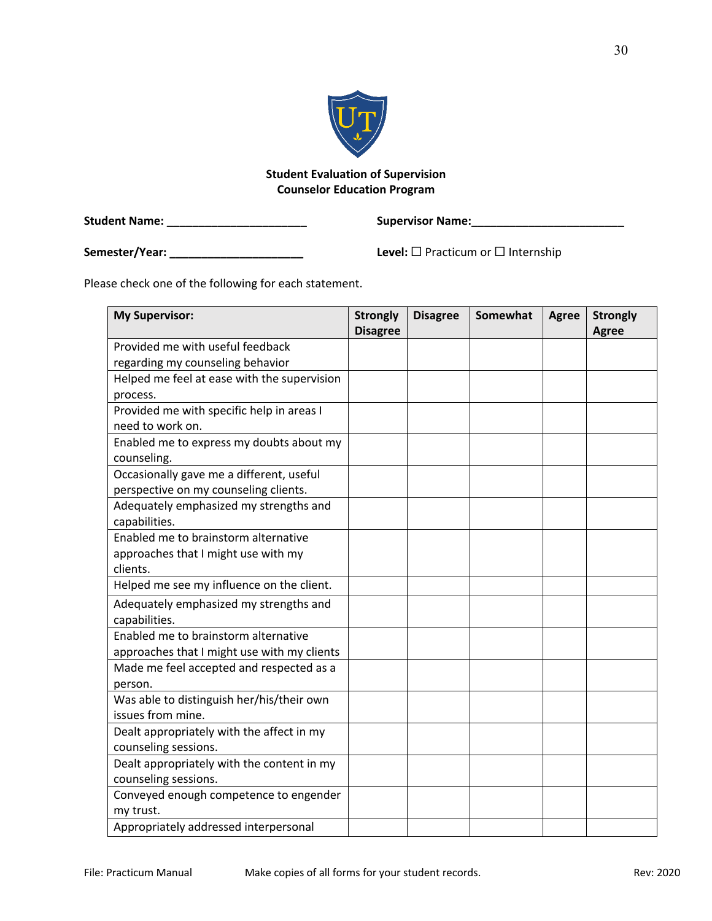**Student Evaluation of Supervision**
**Counselor Education Program**

**Student Name:** ______________________ **Supervisor Name:**________________________

**Semester/Year:** _____________________ **Level:** ☐ Practicum or ☐ Internship

Please check one of the following for each statement.

| My Supervisor: | Strongly Disagree | Disagree | Somewhat | Agree | Strongly Agree |
|---|---|---|---|---|---|
| Provided me with useful feedback regarding my counseling behavior | | | | | |
| Helped me feel at ease with the supervision process. | | | | | |
| Provided me with specific help in areas I need to work on. | | | | | |
| Enabled me to express my doubts about my counseling. | | | | | |
| Occasionally gave me a different, useful perspective on my counseling clients. | | | | | |
| Adequately emphasized my strengths and capabilities. | | | | | |
| Enabled me to brainstorm alternative approaches that I might use with my clients. | | | | | |
| Helped me see my influence on the client. | | | | | |
| Adequately emphasized my strengths and capabilities. | | | | | |
| Enabled me to brainstorm alternative approaches that I might use with my clients | | | | | |
| Made me feel accepted and respected as a person. | | | | | |
| Was able to distinguish her/his/their own issues from mine. | | | | | |
| Dealt appropriately with the affect in my counseling sessions. | | | | | |
| Dealt appropriately with the content in my counseling sessions. | | | | | |
| Conveyed enough competence to engender my trust. | | | | | |
| Appropriately addressed interpersonal | | | | | |

File: Practicum Manual Make copies of all forms for your student records. Rev: 2020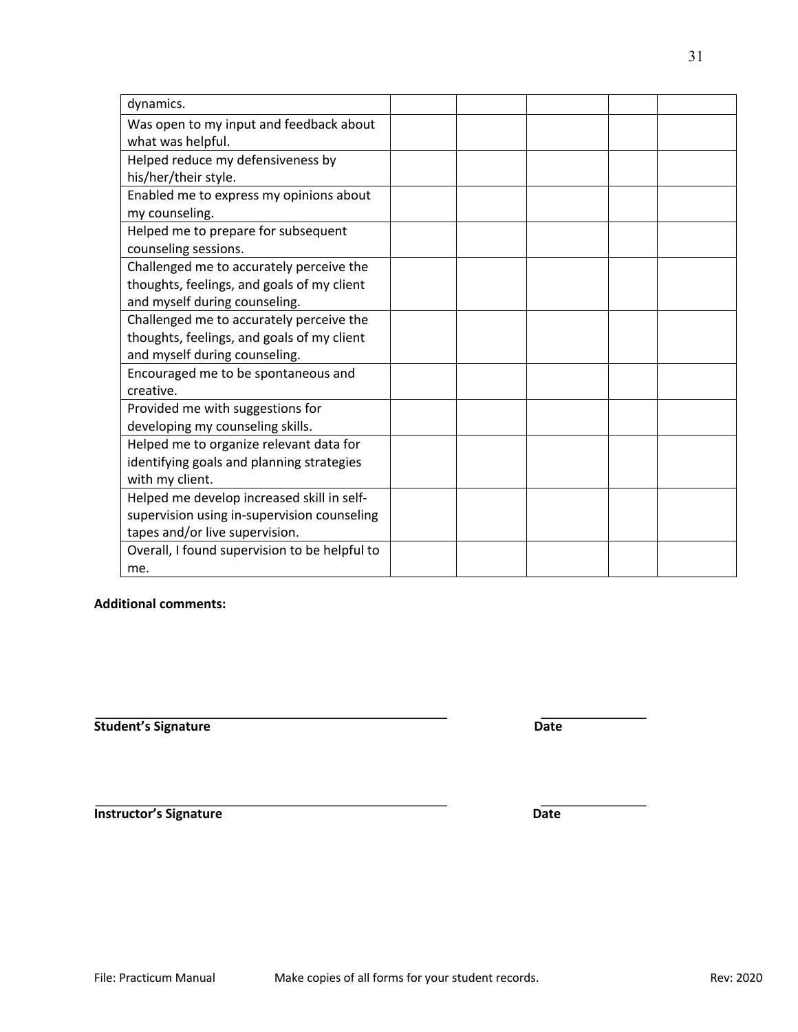| | | | | | |
|---|---|---|---|---|---|
| dynamics. | | | | | |
| Was open to my input and feedback about what was helpful. | | | | | |
| Helped reduce my defensiveness by his/her/their style. | | | | | |
| Enabled me to express my opinions about my counseling. | | | | | |
| Helped me to prepare for subsequent counseling sessions. | | | | | |
| Challenged me to accurately perceive the thoughts, feelings, and goals of my client and myself during counseling. | | | | | |
| Challenged me to accurately perceive the thoughts, feelings, and goals of my client and myself during counseling. | | | | | |
| Encouraged me to be spontaneous and creative. | | | | | |
| Provided me with suggestions for developing my counseling skills. | | | | | |
| Helped me to organize relevant data for identifying goals and planning strategies with my client. | | | | | |
| Helped me develop increased skill in self-supervision using in-supervision counseling tapes and/or live supervision. | | | | | |
| Overall, I found supervision to be helpful to me. | | | | | |

**Additional comments:**

_________________________________________________ _______________

**Student's Signature** **Date**

_________________________________________________ _______________

**Instructor's Signature** **Date**

File: Practicum Manual Make copies of all forms for your student records. Rev: 2020